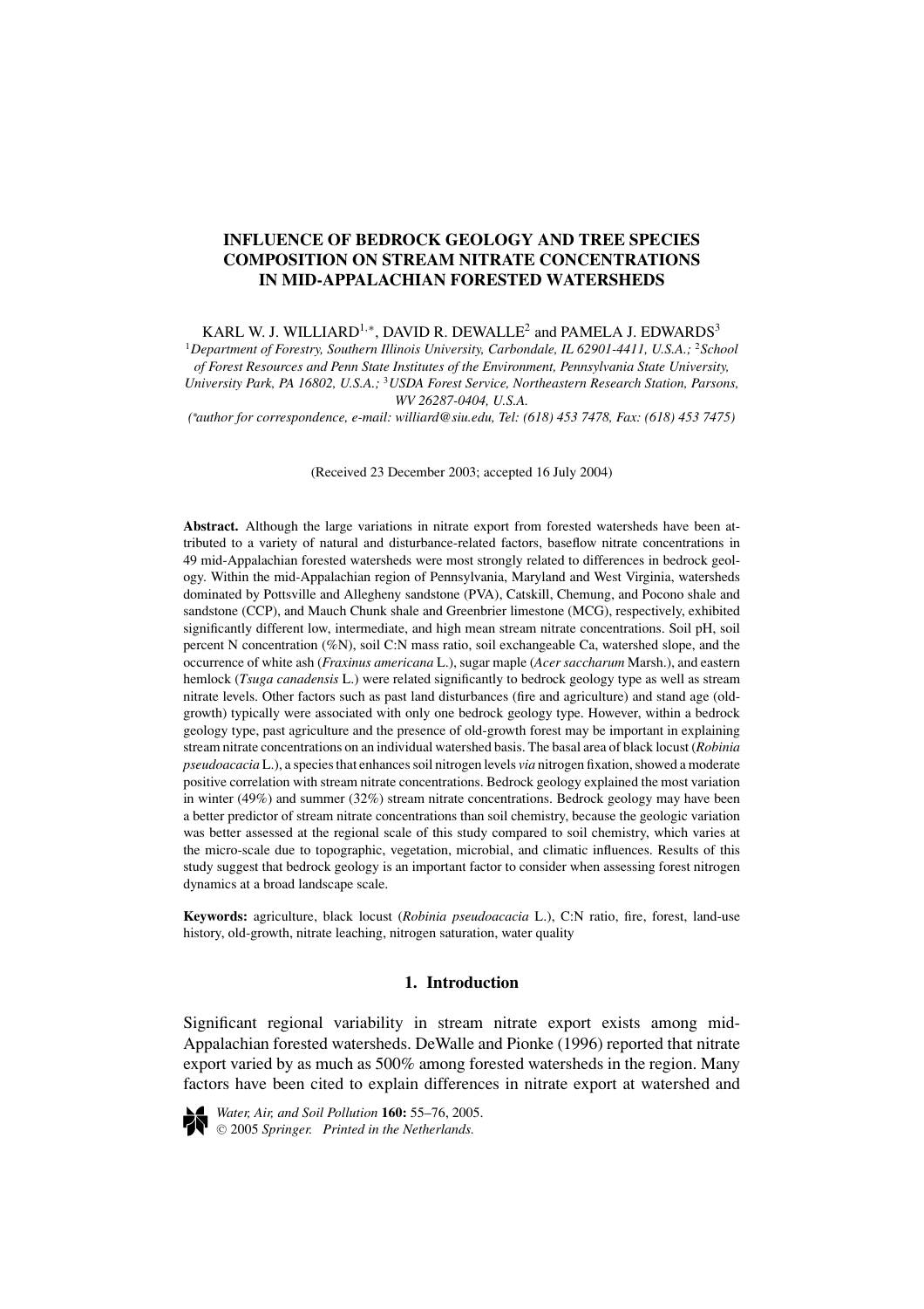# INFLUENCE OF BEDROCK GEOLOGY AND TREE SPECIES COMPOSITION ON STREAM NITRATE CONCENTRATIONS IN MID-APPALACHIAN FORESTED WATERSHEDS

KARL W. J. WILLIARD[1,*], DAVID R. DEWALLE[2] and PAMELA J. EDWARDS[3]

[1]*Department of Forestry, Southern Illinois University, Carbondale, IL 62901-4411, U.S.A.;* [2]*School of Forest Resources and Penn State Institutes of the Environment, Pennsylvania State University, University Park, PA 16802, U.S.A.;* [3]*USDA Forest Service, Northeastern Research Station, Parsons, WV 26287-0404, U.S.A.*

(*author for correspondence, e-mail: williard@siu.edu, Tel: (618) 453 7478, Fax: (618) 453 7475)

(Received 23 December 2003; accepted 16 July 2004)

**Abstract.** Although the large variations in nitrate export from forested watersheds have been attributed to a variety of natural and disturbance-related factors, baseflow nitrate concentrations in 49 mid-Appalachian forested watersheds were most strongly related to differences in bedrock geology. Within the mid-Appalachian region of Pennsylvania, Maryland and West Virginia, watersheds dominated by Pottsville and Allegheny sandstone (PVA), Catskill, Chemung, and Pocono shale and sandstone (CCP), and Mauch Chunk shale and Greenbrier limestone (MCG), respectively, exhibited significantly different low, intermediate, and high mean stream nitrate concentrations. Soil pH, soil percent N concentration (%N), soil C:N mass ratio, soil exchangeable Ca, watershed slope, and the occurrence of white ash (*Fraxinus americana* L.), sugar maple (*Acer saccharum* Marsh.), and eastern hemlock (*Tsuga canadensis* L.) were related significantly to bedrock geology type as well as stream nitrate levels. Other factors such as past land disturbances (fire and agriculture) and stand age (old-growth) typically were associated with only one bedrock geology type. However, within a bedrock geology type, past agriculture and the presence of old-growth forest may be important in explaining stream nitrate concentrations on an individual watershed basis. The basal area of black locust (*Robinia pseudoacacia* L.), a species that enhances soil nitrogen levels *via* nitrogen fixation, showed a moderate positive correlation with stream nitrate concentrations. Bedrock geology explained the most variation in winter (49%) and summer (32%) stream nitrate concentrations. Bedrock geology may have been a better predictor of stream nitrate concentrations than soil chemistry, because the geologic variation was better assessed at the regional scale of this study compared to soil chemistry, which varies at the micro-scale due to topographic, vegetation, microbial, and climatic influences. Results of this study suggest that bedrock geology is an important factor to consider when assessing forest nitrogen dynamics at a broad landscape scale.

**Keywords:** agriculture, black locust (*Robinia pseudoacacia* L.), C:N ratio, fire, forest, land-use history, old-growth, nitrate leaching, nitrogen saturation, water quality

## 1. Introduction

Significant regional variability in stream nitrate export exists among mid-Appalachian forested watersheds. DeWalle and Pionke (1996) reported that nitrate export varied by as much as 500% among forested watersheds in the region. Many factors have been cited to explain differences in nitrate export at watershed and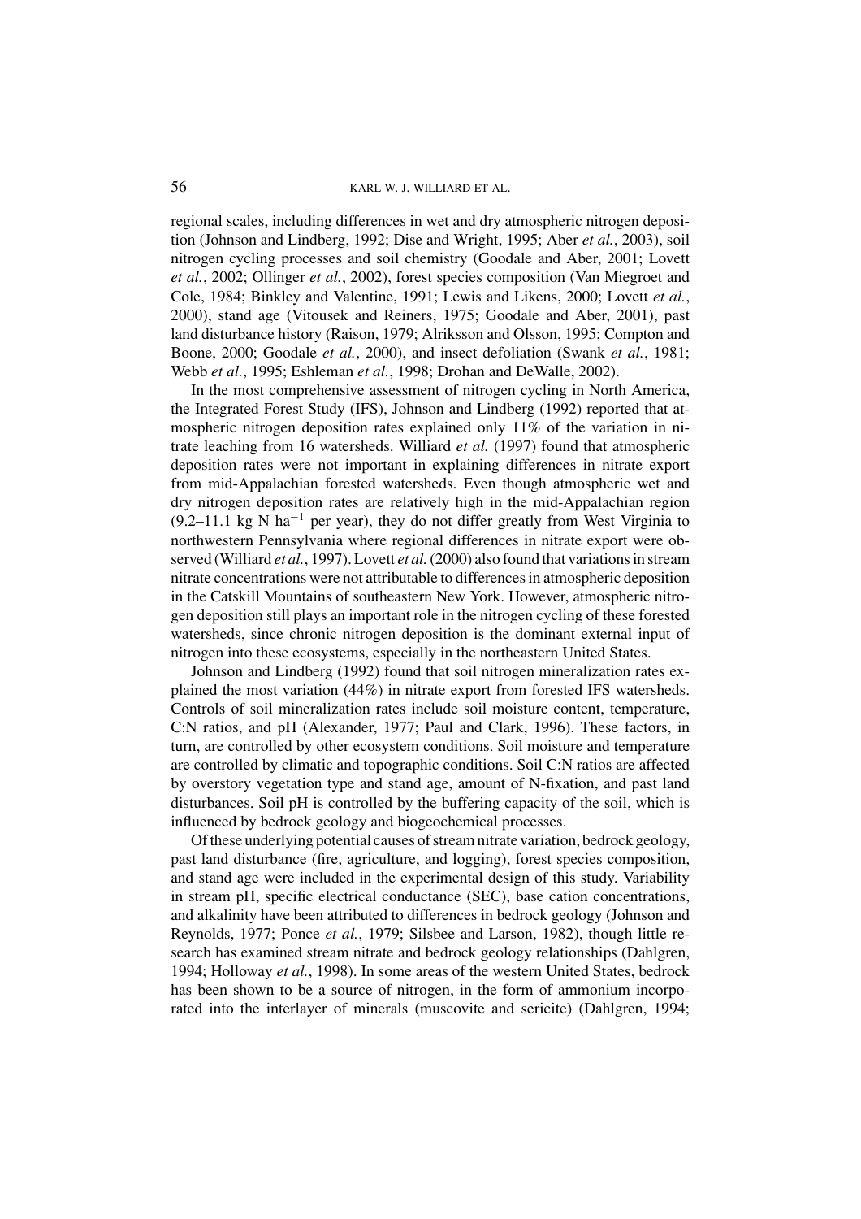regional scales, including differences in wet and dry atmospheric nitrogen deposition (Johnson and Lindberg, 1992; Dise and Wright, 1995; Aber *et al.*, 2003), soil nitrogen cycling processes and soil chemistry (Goodale and Aber, 2001; Lovett *et al.*, 2002; Ollinger *et al.*, 2002), forest species composition (Van Miegroet and Cole, 1984; Binkley and Valentine, 1991; Lewis and Likens, 2000; Lovett *et al.*, 2000), stand age (Vitousek and Reiners, 1975; Goodale and Aber, 2001), past land disturbance history (Raison, 1979; Alriksson and Olsson, 1995; Compton and Boone, 2000; Goodale *et al.*, 2000), and insect defoliation (Swank *et al.*, 1981; Webb *et al.*, 1995; Eshleman *et al.*, 1998; Drohan and DeWalle, 2002).

In the most comprehensive assessment of nitrogen cycling in North America, the Integrated Forest Study (IFS), Johnson and Lindberg (1992) reported that atmospheric nitrogen deposition rates explained only 11% of the variation in nitrate leaching from 16 watersheds. Williard *et al.* (1997) found that atmospheric deposition rates were not important in explaining differences in nitrate export from mid-Appalachian forested watersheds. Even though atmospheric wet and dry nitrogen deposition rates are relatively high in the mid-Appalachian region (9.2–11.1 kg N $ha^{-1}$ per year), they do not differ greatly from West Virginia to northwestern Pennsylvania where regional differences in nitrate export were observed (Williard *et al.*, 1997). Lovett *et al.* (2000) also found that variations in stream nitrate concentrations were not attributable to differences in atmospheric deposition in the Catskill Mountains of southeastern New York. However, atmospheric nitrogen deposition still plays an important role in the nitrogen cycling of these forested watersheds, since chronic nitrogen deposition is the dominant external input of nitrogen into these ecosystems, especially in the northeastern United States.

Johnson and Lindberg (1992) found that soil nitrogen mineralization rates explained the most variation (44%) in nitrate export from forested IFS watersheds. Controls of soil mineralization rates include soil moisture content, temperature, C:N ratios, and pH (Alexander, 1977; Paul and Clark, 1996). These factors, in turn, are controlled by other ecosystem conditions. Soil moisture and temperature are controlled by climatic and topographic conditions. Soil C:N ratios are affected by overstory vegetation type and stand age, amount of N-fixation, and past land disturbances. Soil pH is controlled by the buffering capacity of the soil, which is influenced by bedrock geology and biogeochemical processes.

Of these underlying potential causes of stream nitrate variation, bedrock geology, past land disturbance (fire, agriculture, and logging), forest species composition, and stand age were included in the experimental design of this study. Variability in stream pH, specific electrical conductance (SEC), base cation concentrations, and alkalinity have been attributed to differences in bedrock geology (Johnson and Reynolds, 1977; Ponce *et al.*, 1979; Silsbee and Larson, 1982), though little research has examined stream nitrate and bedrock geology relationships (Dahlgren, 1994; Holloway *et al.*, 1998). In some areas of the western United States, bedrock has been shown to be a source of nitrogen, in the form of ammonium incorporated into the interlayer of minerals (muscovite and sericite) (Dahlgren, 1994;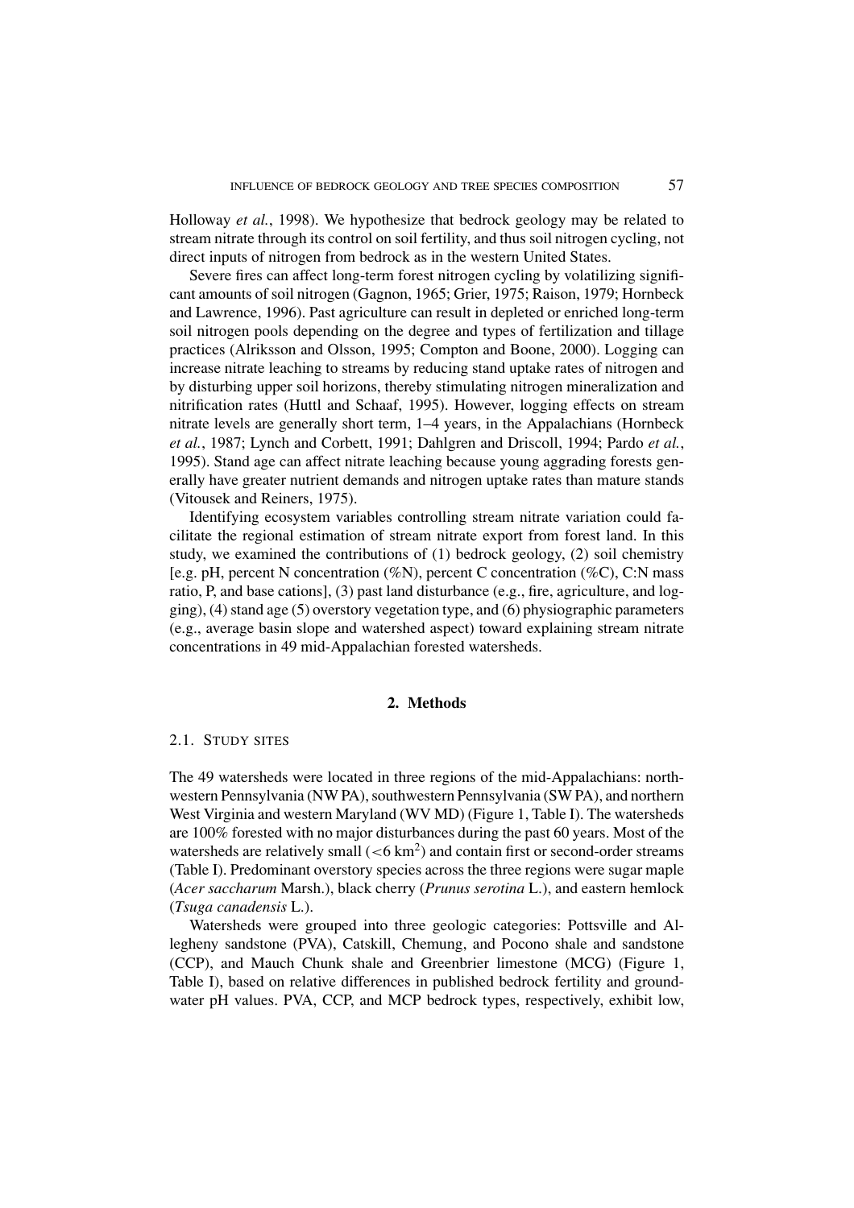Holloway *et al.*, 1998). We hypothesize that bedrock geology may be related to stream nitrate through its control on soil fertility, and thus soil nitrogen cycling, not direct inputs of nitrogen from bedrock as in the western United States.

Severe fires can affect long-term forest nitrogen cycling by volatilizing significant amounts of soil nitrogen (Gagnon, 1965; Grier, 1975; Raison, 1979; Hornbeck and Lawrence, 1996). Past agriculture can result in depleted or enriched long-term soil nitrogen pools depending on the degree and types of fertilization and tillage practices (Alriksson and Olsson, 1995; Compton and Boone, 2000). Logging can increase nitrate leaching to streams by reducing stand uptake rates of nitrogen and by disturbing upper soil horizons, thereby stimulating nitrogen mineralization and nitrification rates (Huttl and Schaaf, 1995). However, logging effects on stream nitrate levels are generally short term, 1–4 years, in the Appalachians (Hornbeck *et al.*, 1987; Lynch and Corbett, 1991; Dahlgren and Driscoll, 1994; Pardo *et al.*, 1995). Stand age can affect nitrate leaching because young aggrading forests generally have greater nutrient demands and nitrogen uptake rates than mature stands (Vitousek and Reiners, 1975).

Identifying ecosystem variables controlling stream nitrate variation could facilitate the regional estimation of stream nitrate export from forest land. In this study, we examined the contributions of (1) bedrock geology, (2) soil chemistry [e.g. pH, percent N concentration (%N), percent C concentration (%C), C:N mass ratio, P, and base cations], (3) past land disturbance (e.g., fire, agriculture, and logging), (4) stand age (5) overstory vegetation type, and (6) physiographic parameters (e.g., average basin slope and watershed aspect) toward explaining stream nitrate concentrations in 49 mid-Appalachian forested watersheds.

## 2. Methods

### 2.1. Study Sites

The 49 watersheds were located in three regions of the mid-Appalachians: northwestern Pennsylvania (NW PA), southwestern Pennsylvania (SW PA), and northern West Virginia and western Maryland (WV MD) (Figure 1, Table I). The watersheds are 100% forested with no major disturbances during the past 60 years. Most of the watersheds are relatively small ($<6$ km$^2$) and contain first or second-order streams (Table I). Predominant overstory species across the three regions were sugar maple (*Acer saccharum* Marsh.), black cherry (*Prunus serotina* L.), and eastern hemlock (*Tsuga canadensis* L.).

Watersheds were grouped into three geologic categories: Pottsville and Allegheny sandstone (PVA), Catskill, Chemung, and Pocono shale and sandstone (CCP), and Mauch Chunk shale and Greenbrier limestone (MCG) (Figure 1, Table I), based on relative differences in published bedrock fertility and groundwater pH values. PVA, CCP, and MCP bedrock types, respectively, exhibit low,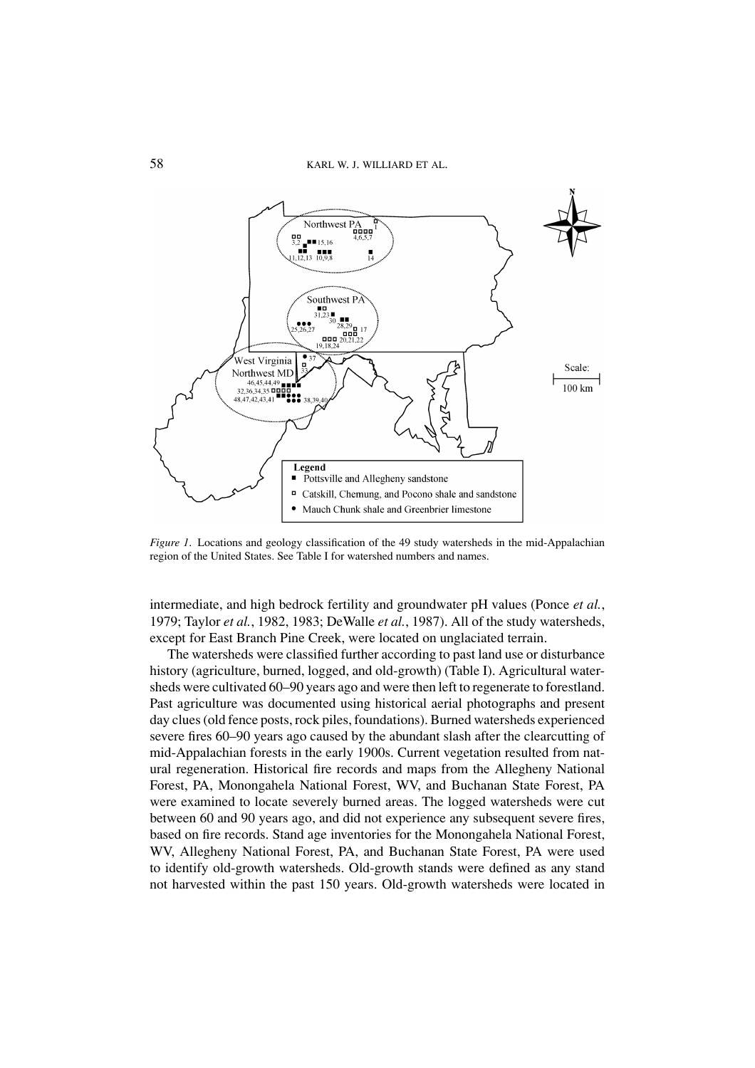*Figure 1.* Locations and geology classification of the 49 study watersheds in the mid-Appalachian region of the United States. See Table I for watershed numbers and names.

intermediate, and high bedrock fertility and groundwater pH values (Ponce *et al.*, 1979; Taylor *et al.*, 1982, 1983; DeWalle *et al.*, 1987). All of the study watersheds, except for East Branch Pine Creek, were located on unglaciated terrain.

The watersheds were classified further according to past land use or disturbance history (agriculture, burned, logged, and old-growth) (Table I). Agricultural watersheds were cultivated 60–90 years ago and were then left to regenerate to forestland. Past agriculture was documented using historical aerial photographs and present day clues (old fence posts, rock piles, foundations). Burned watersheds experienced severe fires 60–90 years ago caused by the abundant slash after the clearcutting of mid-Appalachian forests in the early 1900s. Current vegetation resulted from natural regeneration. Historical fire records and maps from the Allegheny National Forest, PA, Monongahela National Forest, WV, and Buchanan State Forest, PA were examined to locate severely burned areas. The logged watersheds were cut between 60 and 90 years ago, and did not experience any subsequent severe fires, based on fire records. Stand age inventories for the Monongahela National Forest, WV, Allegheny National Forest, PA, and Buchanan State Forest, PA were used to identify old-growth watersheds. Old-growth stands were defined as any stand not harvested within the past 150 years. Old-growth watersheds were located in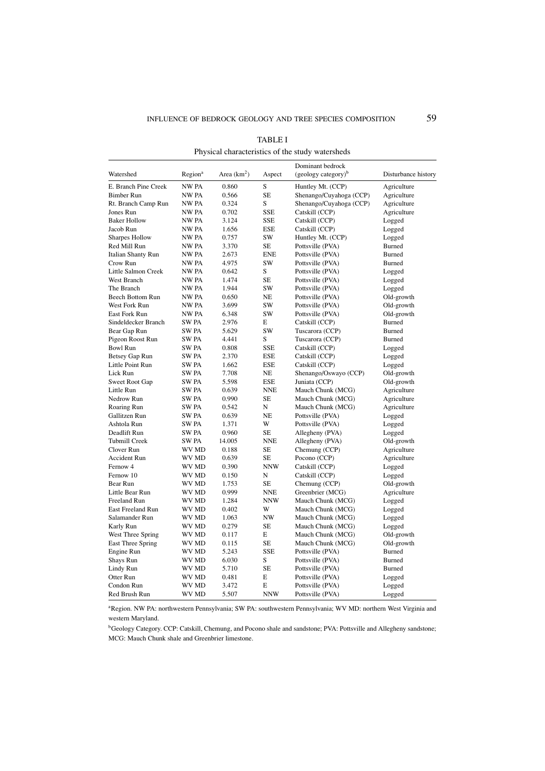TABLE I

Physical characteristics of the study watersheds

| Watershed | Region[a] | Area ($km^2$) | Aspect | Dominant bedrock (geology category)[b] | Disturbance history |
|---|---|---|---|---|---|
| E. Branch Pine Creek | NW PA | 0.860 | S | Huntley Mt. (CCP) | Agriculture |
| Bimber Run | NW PA | 0.566 | SE | Shenango/Cuyahoga (CCP) | Agriculture |
| Rt. Branch Camp Run | NW PA | 0.324 | S | Shenango/Cuyahoga (CCP) | Agriculture |
| Jones Run | NW PA | 0.702 | SSE | Catskill (CCP) | Agriculture |
| Baker Hollow | NW PA | 3.124 | SSE | Catskill (CCP) | Logged |
| Jacob Run | NW PA | 1.656 | ESE | Catskill (CCP) | Logged |
| Sharpes Hollow | NW PA | 0.757 | SW | Huntley Mt. (CCP) | Logged |
| Red Mill Run | NW PA | 3.370 | SE | Pottsville (PVA) | Burned |
| Italian Shanty Run | NW PA | 2.673 | ENE | Pottsville (PVA) | Burned |
| Crow Run | NW PA | 4.975 | SW | Pottsville (PVA) | Burned |
| Little Salmon Creek | NW PA | 0.642 | S | Pottsville (PVA) | Logged |
| West Branch | NW PA | 1.474 | SE | Pottsville (PVA) | Logged |
| The Branch | NW PA | 1.944 | SW | Pottsville (PVA) | Logged |
| Beech Bottom Run | NW PA | 0.650 | NE | Pottsville (PVA) | Old-growth |
| West Fork Run | NW PA | 3.699 | SW | Pottsville (PVA) | Old-growth |
| East Fork Run | NW PA | 6.348 | SW | Pottsville (PVA) | Old-growth |
| Sindeldecker Branch | SW PA | 2.976 | E | Catskill (CCP) | Burned |
| Bear Gap Run | SW PA | 5.629 | SW | Tuscarora (CCP) | Burned |
| Pigeon Roost Run | SW PA | 4.441 | S | Tuscarora (CCP) | Burned |
| Bowl Run | SW PA | 0.808 | SSE | Catskill (CCP) | Logged |
| Betsey Gap Run | SW PA | 2.370 | ESE | Catskill (CCP) | Logged |
| Little Point Run | SW PA | 1.662 | ESE | Catskill (CCP) | Logged |
| Lick Run | SW PA | 7.708 | NE | Shenango/Oswayo (CCP) | Old-growth |
| Sweet Root Gap | SW PA | 5.598 | ESE | Juniata (CCP) | Old-growth |
| Little Run | SW PA | 0.639 | NNE | Mauch Chunk (MCG) | Agriculture |
| Nedrow Run | SW PA | 0.990 | SE | Mauch Chunk (MCG) | Agriculture |
| Roaring Run | SW PA | 0.542 | N | Mauch Chunk (MCG) | Agriculture |
| Gallitzen Run | SW PA | 0.639 | NE | Pottsville (PVA) | Logged |
| Ashtola Run | SW PA | 1.371 | W | Pottsville (PVA) | Logged |
| Deadlift Run | SW PA | 0.960 | SE | Allegheny (PVA) | Logged |
| Tubmill Creek | SW PA | 14.005 | NNE | Allegheny (PVA) | Old-growth |
| Clover Run | WV MD | 0.188 | SE | Chemung (CCP) | Agriculture |
| Accident Run | WV MD | 0.639 | SE | Pocono (CCP) | Agriculture |
| Fernow 4 | WV MD | 0.390 | NNW | Catskill (CCP) | Logged |
| Fernow 10 | WV MD | 0.150 | N | Catskill (CCP) | Logged |
| Bear Run | WV MD | 1.753 | SE | Chemung (CCP) | Old-growth |
| Little Bear Run | WV MD | 0.999 | NNE | Greenbrier (MCG) | Agriculture |
| Freeland Run | WV MD | 1.284 | NNW | Mauch Chunk (MCG) | Logged |
| East Freeland Run | WV MD | 0.402 | W | Mauch Chunk (MCG) | Logged |
| Salamander Run | WV MD | 1.063 | NW | Mauch Chunk (MCG) | Logged |
| Karly Run | WV MD | 0.279 | SE | Mauch Chunk (MCG) | Logged |
| West Three Spring | WV MD | 0.117 | E | Mauch Chunk (MCG) | Old-growth |
| East Three Spring | WV MD | 0.115 | SE | Mauch Chunk (MCG) | Old-growth |
| Engine Run | WV MD | 5.243 | SSE | Pottsville (PVA) | Burned |
| Shays Run | WV MD | 6.030 | S | Pottsville (PVA) | Burned |
| Lindy Run | WV MD | 5.710 | SE | Pottsville (PVA) | Burned |
| Otter Run | WV MD | 0.481 | E | Pottsville (PVA) | Logged |
| Condon Run | WV MD | 3.472 | E | Pottsville (PVA) | Logged |
| Red Brush Run | WV MD | 5.507 | NNW | Pottsville (PVA) | Logged |

[a]Region. NW PA: northwestern Pennsylvania; SW PA: southwestern Pennsylvania; WV MD: northern West Virginia and western Maryland.

[b]Geology Category. CCP: Catskill, Chemung, and Pocono shale and sandstone; PVA: Pottsville and Allegheny sandstone; MCG: Mauch Chunk shale and Greenbrier limestone.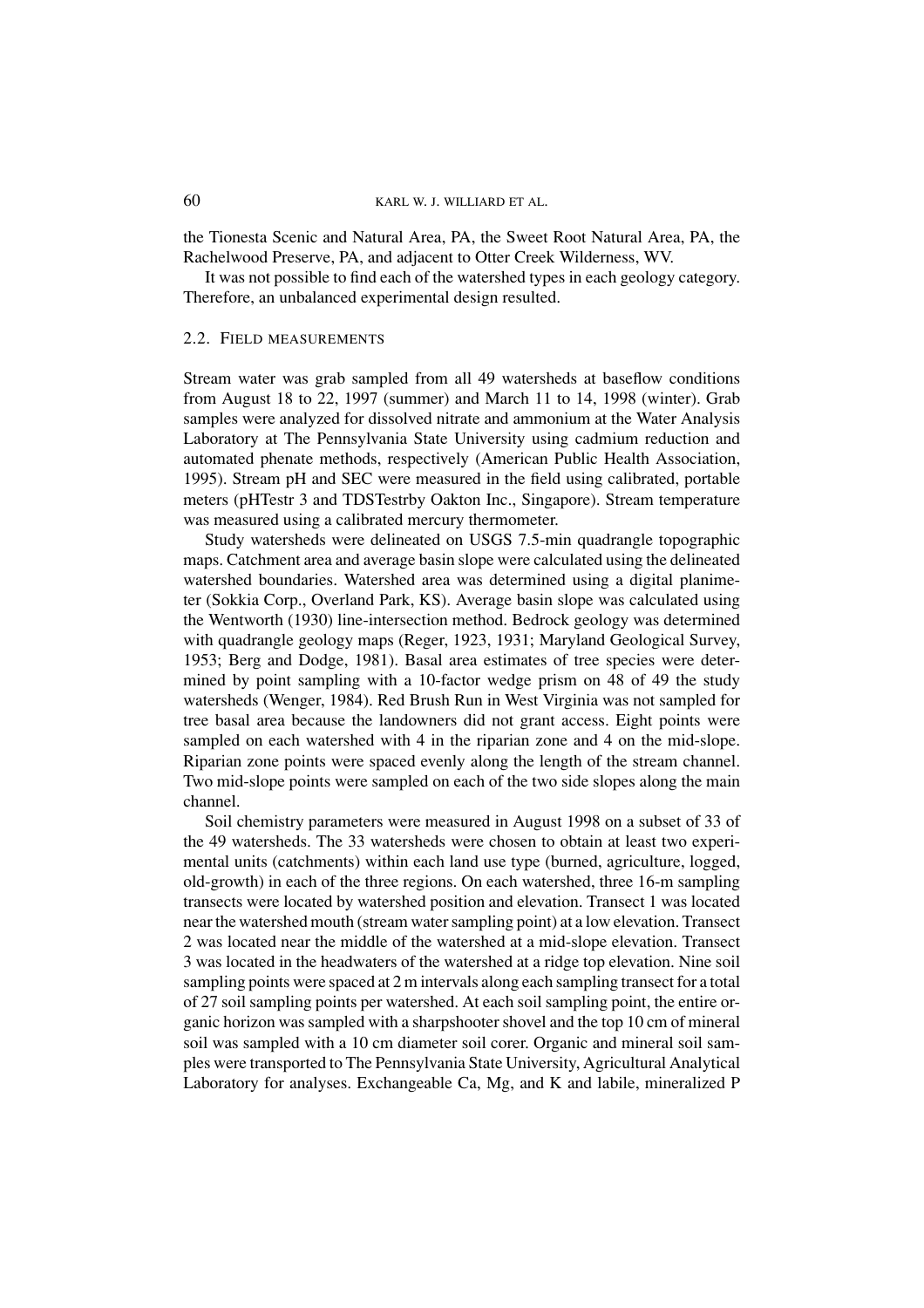the Tionesta Scenic and Natural Area, PA, the Sweet Root Natural Area, PA, the Rachelwood Preserve, PA, and adjacent to Otter Creek Wilderness, WV.

It was not possible to find each of the watershed types in each geology category. Therefore, an unbalanced experimental design resulted.

### 2.2. Field Measurements

Stream water was grab sampled from all 49 watersheds at baseflow conditions from August 18 to 22, 1997 (summer) and March 11 to 14, 1998 (winter). Grab samples were analyzed for dissolved nitrate and ammonium at the Water Analysis Laboratory at The Pennsylvania State University using cadmium reduction and automated phenate methods, respectively (American Public Health Association, 1995). Stream pH and SEC were measured in the field using calibrated, portable meters (pHTestr 3 and TDSTestrby Oakton Inc., Singapore). Stream temperature was measured using a calibrated mercury thermometer.

Study watersheds were delineated on USGS 7.5-min quadrangle topographic maps. Catchment area and average basin slope were calculated using the delineated watershed boundaries. Watershed area was determined using a digital planimeter (Sokkia Corp., Overland Park, KS). Average basin slope was calculated using the Wentworth (1930) line-intersection method. Bedrock geology was determined with quadrangle geology maps (Reger, 1923, 1931; Maryland Geological Survey, 1953; Berg and Dodge, 1981). Basal area estimates of tree species were determined by point sampling with a 10-factor wedge prism on 48 of 49 the study watersheds (Wenger, 1984). Red Brush Run in West Virginia was not sampled for tree basal area because the landowners did not grant access. Eight points were sampled on each watershed with 4 in the riparian zone and 4 on the mid-slope. Riparian zone points were spaced evenly along the length of the stream channel. Two mid-slope points were sampled on each of the two side slopes along the main channel.

Soil chemistry parameters were measured in August 1998 on a subset of 33 of the 49 watersheds. The 33 watersheds were chosen to obtain at least two experimental units (catchments) within each land use type (burned, agriculture, logged, old-growth) in each of the three regions. On each watershed, three 16-m sampling transects were located by watershed position and elevation. Transect 1 was located near the watershed mouth (stream water sampling point) at a low elevation. Transect 2 was located near the middle of the watershed at a mid-slope elevation. Transect 3 was located in the headwaters of the watershed at a ridge top elevation. Nine soil sampling points were spaced at 2 m intervals along each sampling transect for a total of 27 soil sampling points per watershed. At each soil sampling point, the entire organic horizon was sampled with a sharpshooter shovel and the top 10 cm of mineral soil was sampled with a 10 cm diameter soil corer. Organic and mineral soil samples were transported to The Pennsylvania State University, Agricultural Analytical Laboratory for analyses. Exchangeable Ca, Mg, and K and labile, mineralized P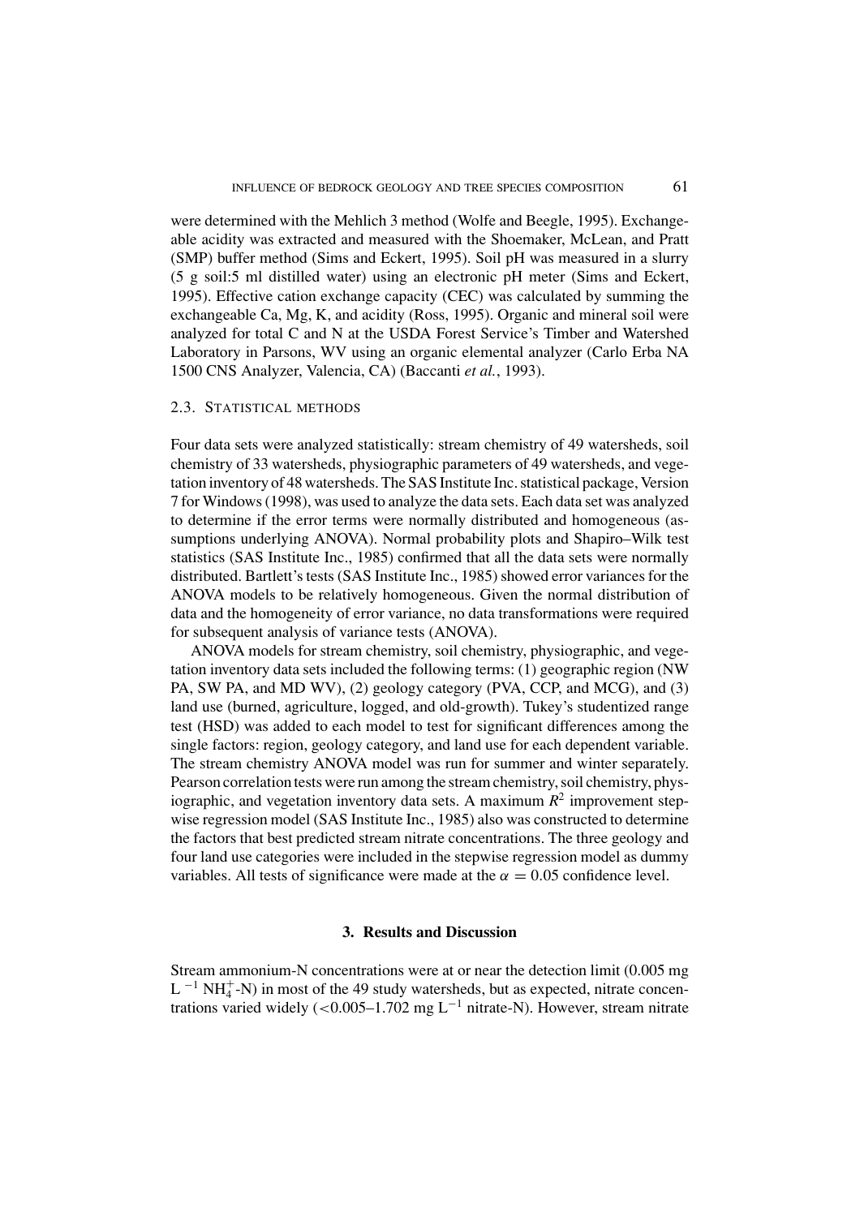were determined with the Mehlich 3 method (Wolfe and Beegle, 1995). Exchangeable acidity was extracted and measured with the Shoemaker, McLean, and Pratt (SMP) buffer method (Sims and Eckert, 1995). Soil pH was measured in a slurry (5 g soil:5 ml distilled water) using an electronic pH meter (Sims and Eckert, 1995). Effective cation exchange capacity (CEC) was calculated by summing the exchangeable Ca, Mg, K, and acidity (Ross, 1995). Organic and mineral soil were analyzed for total C and N at the USDA Forest Service's Timber and Watershed Laboratory in Parsons, WV using an organic elemental analyzer (Carlo Erba NA 1500 CNS Analyzer, Valencia, CA) (Baccanti *et al.*, 1993).

### 2.3. Statistical Methods

Four data sets were analyzed statistically: stream chemistry of 49 watersheds, soil chemistry of 33 watersheds, physiographic parameters of 49 watersheds, and vegetation inventory of 48 watersheds. The SAS Institute Inc. statistical package, Version 7 for Windows (1998), was used to analyze the data sets. Each data set was analyzed to determine if the error terms were normally distributed and homogeneous (assumptions underlying ANOVA). Normal probability plots and Shapiro–Wilk test statistics (SAS Institute Inc., 1985) confirmed that all the data sets were normally distributed. Bartlett's tests (SAS Institute Inc., 1985) showed error variances for the ANOVA models to be relatively homogeneous. Given the normal distribution of data and the homogeneity of error variance, no data transformations were required for subsequent analysis of variance tests (ANOVA).

ANOVA models for stream chemistry, soil chemistry, physiographic, and vegetation inventory data sets included the following terms: (1) geographic region (NW PA, SW PA, and MD WV), (2) geology category (PVA, CCP, and MCG), and (3) land use (burned, agriculture, logged, and old-growth). Tukey's studentized range test (HSD) was added to each model to test for significant differences among the single factors: region, geology category, and land use for each dependent variable. The stream chemistry ANOVA model was run for summer and winter separately. Pearson correlation tests were run among the stream chemistry, soil chemistry, physiographic, and vegetation inventory data sets. A maximum $R^2$ improvement stepwise regression model (SAS Institute Inc., 1985) also was constructed to determine the factors that best predicted stream nitrate concentrations. The three geology and four land use categories were included in the stepwise regression model as dummy variables. All tests of significance were made at the $\alpha = 0.05$ confidence level.

## 3. Results and Discussion

Stream ammonium-N concentrations were at or near the detection limit (0.005 mg $L^{-1}$ $NH_4^+$-N) in most of the 49 study watersheds, but as expected, nitrate concentrations varied widely (<0.005–1.702 mg $L^{-1}$ nitrate-N). However, stream nitrate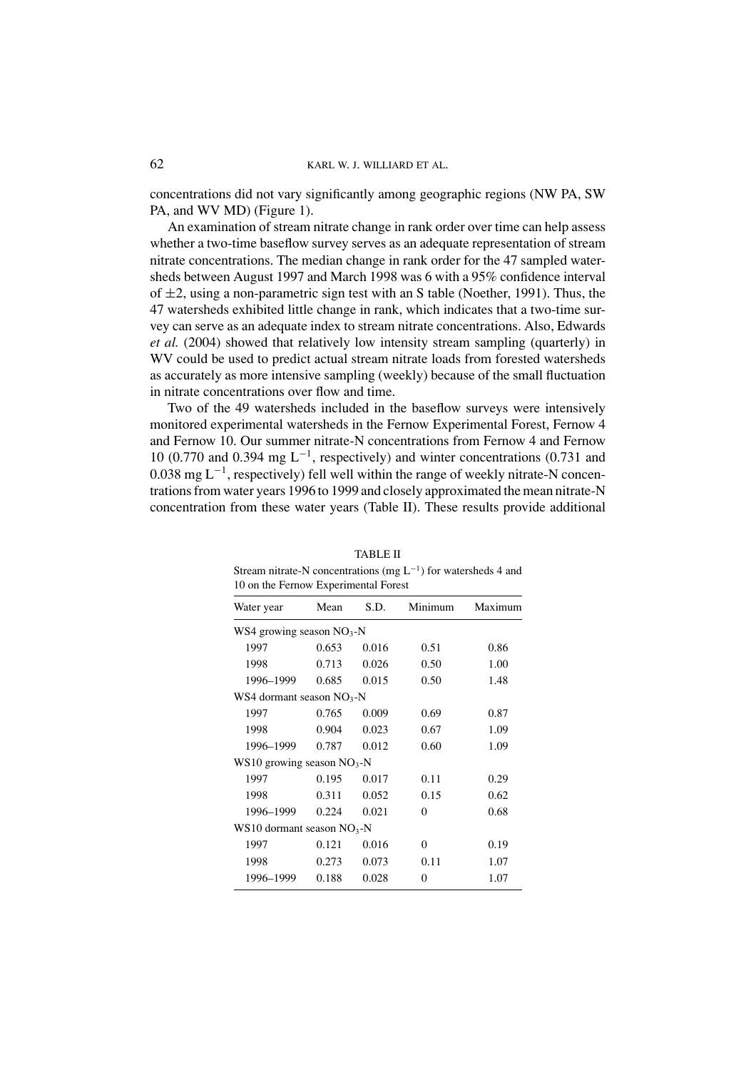concentrations did not vary significantly among geographic regions (NW PA, SW PA, and WV MD) (Figure 1).

An examination of stream nitrate change in rank order over time can help assess whether a two-time baseflow survey serves as an adequate representation of stream nitrate concentrations. The median change in rank order for the 47 sampled watersheds between August 1997 and March 1998 was 6 with a 95% confidence interval of $\pm 2$, using a non-parametric sign test with an S table (Noether, 1991). Thus, the 47 watersheds exhibited little change in rank, which indicates that a two-time survey can serve as an adequate index to stream nitrate concentrations. Also, Edwards *et al.* (2004) showed that relatively low intensity stream sampling (quarterly) in WV could be used to predict actual stream nitrate loads from forested watersheds as accurately as more intensive sampling (weekly) because of the small fluctuation in nitrate concentrations over flow and time.

Two of the 49 watersheds included in the baseflow surveys were intensively monitored experimental watersheds in the Fernow Experimental Forest, Fernow 4 and Fernow 10. Our summer nitrate-N concentrations from Fernow 4 and Fernow 10 (0.770 and 0.394 mg $L^{-1}$, respectively) and winter concentrations (0.731 and 0.038 mg $L^{-1}$, respectively) fell well within the range of weekly nitrate-N concentrations from water years 1996 to 1999 and closely approximated the mean nitrate-N concentration from these water years (Table II). These results provide additional

TABLE II

Stream nitrate-N concentrations (mg $L^{-1}$) for watersheds 4 and 10 on the Fernow Experimental Forest

| Water year | Mean | S.D. | Minimum | Maximum |
|---|---|---|---|---|
| WS4 growing season $NO_3$-N | | | | |
| 1997 | 0.653 | 0.016 | 0.51 | 0.86 |
| 1998 | 0.713 | 0.026 | 0.50 | 1.00 |
| 1996–1999 | 0.685 | 0.015 | 0.50 | 1.48 |
| WS4 dormant season $NO_3$-N | | | | |
| 1997 | 0.765 | 0.009 | 0.69 | 0.87 |
| 1998 | 0.904 | 0.023 | 0.67 | 1.09 |
| 1996–1999 | 0.787 | 0.012 | 0.60 | 1.09 |
| WS10 growing season $NO_3$-N | | | | |
| 1997 | 0.195 | 0.017 | 0.11 | 0.29 |
| 1998 | 0.311 | 0.052 | 0.15 | 0.62 |
| 1996–1999 | 0.224 | 0.021 | 0 | 0.68 |
| WS10 dormant season $NO_3$-N | | | | |
| 1997 | 0.121 | 0.016 | 0 | 0.19 |
| 1998 | 0.273 | 0.073 | 0.11 | 1.07 |
| 1996–1999 | 0.188 | 0.028 | 0 | 1.07 |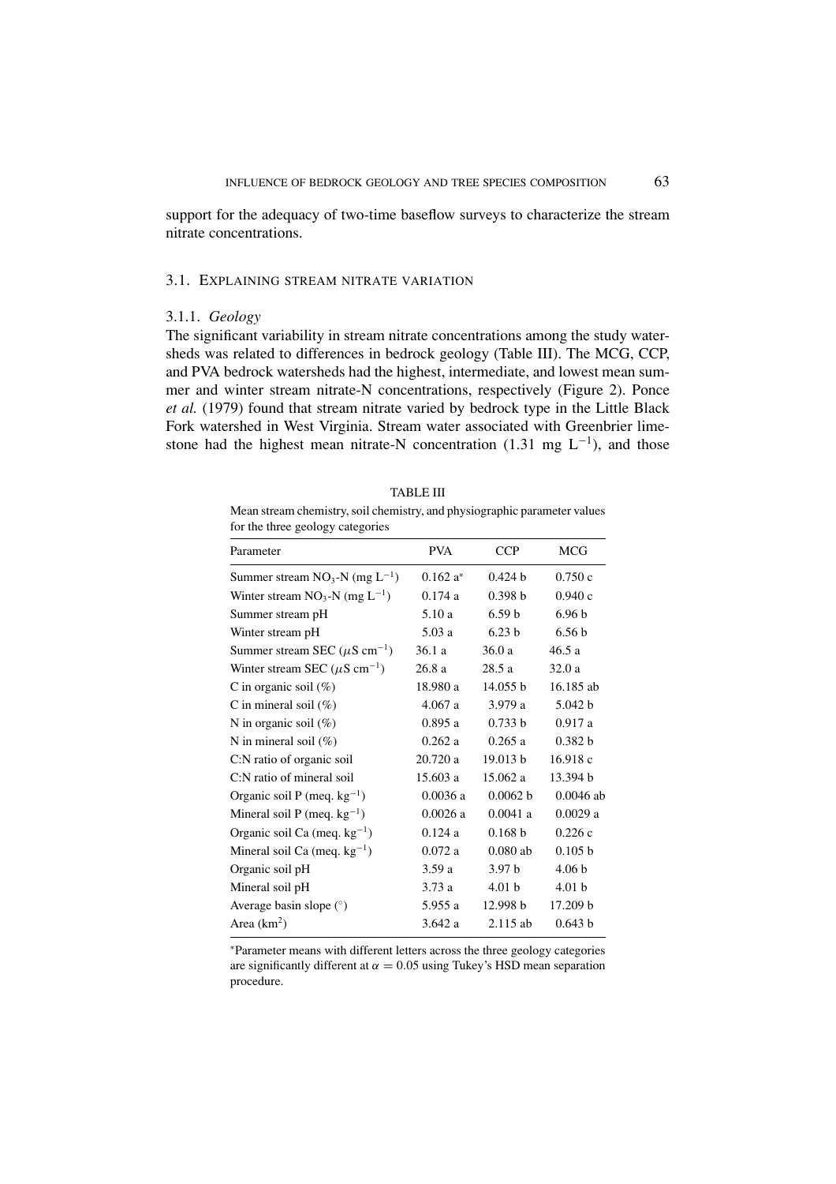support for the adequacy of two-time baseflow surveys to characterize the stream nitrate concentrations.

## 3.1. Explaining stream nitrate variation

### 3.1.1. *Geology*

The significant variability in stream nitrate concentrations among the study watersheds was related to differences in bedrock geology (Table III). The MCG, CCP, and PVA bedrock watersheds had the highest, intermediate, and lowest mean summer and winter stream nitrate-N concentrations, respectively (Figure 2). Ponce *et al.* (1979) found that stream nitrate varied by bedrock type in the Little Black Fork watershed in West Virginia. Stream water associated with Greenbrier limestone had the highest mean nitrate-N concentration (1.31 mg $L^{-1}$), and those

TABLE III

Mean stream chemistry, soil chemistry, and physiographic parameter values for the three geology categories

| Parameter | PVA | CCP | MCG |
|---|---|---|---|
| Summer stream $NO_3$-N (mg $L^{-1}$) | 0.162 a* | 0.424 b | 0.750 c |
| Winter stream $NO_3$-N (mg $L^{-1}$) | 0.174 a | 0.398 b | 0.940 c |
| Summer stream pH | 5.10 a | 6.59 b | 6.96 b |
| Winter stream pH | 5.03 a | 6.23 b | 6.56 b |
| Summer stream SEC ($\mu$S $cm^{-1}$) | 36.1 a | 36.0 a | 46.5 a |
| Winter stream SEC ($\mu$S $cm^{-1}$) | 26.8 a | 28.5 a | 32.0 a |
| C in organic soil (%) | 18.980 a | 14.055 b | 16.185 ab |
| C in mineral soil (%) | 4.067 a | 3.979 a | 5.042 b |
| N in organic soil (%) | 0.895 a | 0.733 b | 0.917 a |
| N in mineral soil (%) | 0.262 a | 0.265 a | 0.382 b |
| C:N ratio of organic soil | 20.720 a | 19.013 b | 16.918 c |
| C:N ratio of mineral soil | 15.603 a | 15.062 a | 13.394 b |
| Organic soil P (meq. $kg^{-1}$) | 0.0036 a | 0.0062 b | 0.0046 ab |
| Mineral soil P (meq. $kg^{-1}$) | 0.0026 a | 0.0041 a | 0.0029 a |
| Organic soil Ca (meq. $kg^{-1}$) | 0.124 a | 0.168 b | 0.226 c |
| Mineral soil Ca (meq. $kg^{-1}$) | 0.072 a | 0.080 ab | 0.105 b |
| Organic soil pH | 3.59 a | 3.97 b | 4.06 b |
| Mineral soil pH | 3.73 a | 4.01 b | 4.01 b |
| Average basin slope (°) | 5.955 a | 12.998 b | 17.209 b |
| Area ($km^2$) | 3.642 a | 2.115 ab | 0.643 b |

*Parameter means with different letters across the three geology categories are significantly different at $\alpha = 0.05$ using Tukey's HSD mean separation procedure.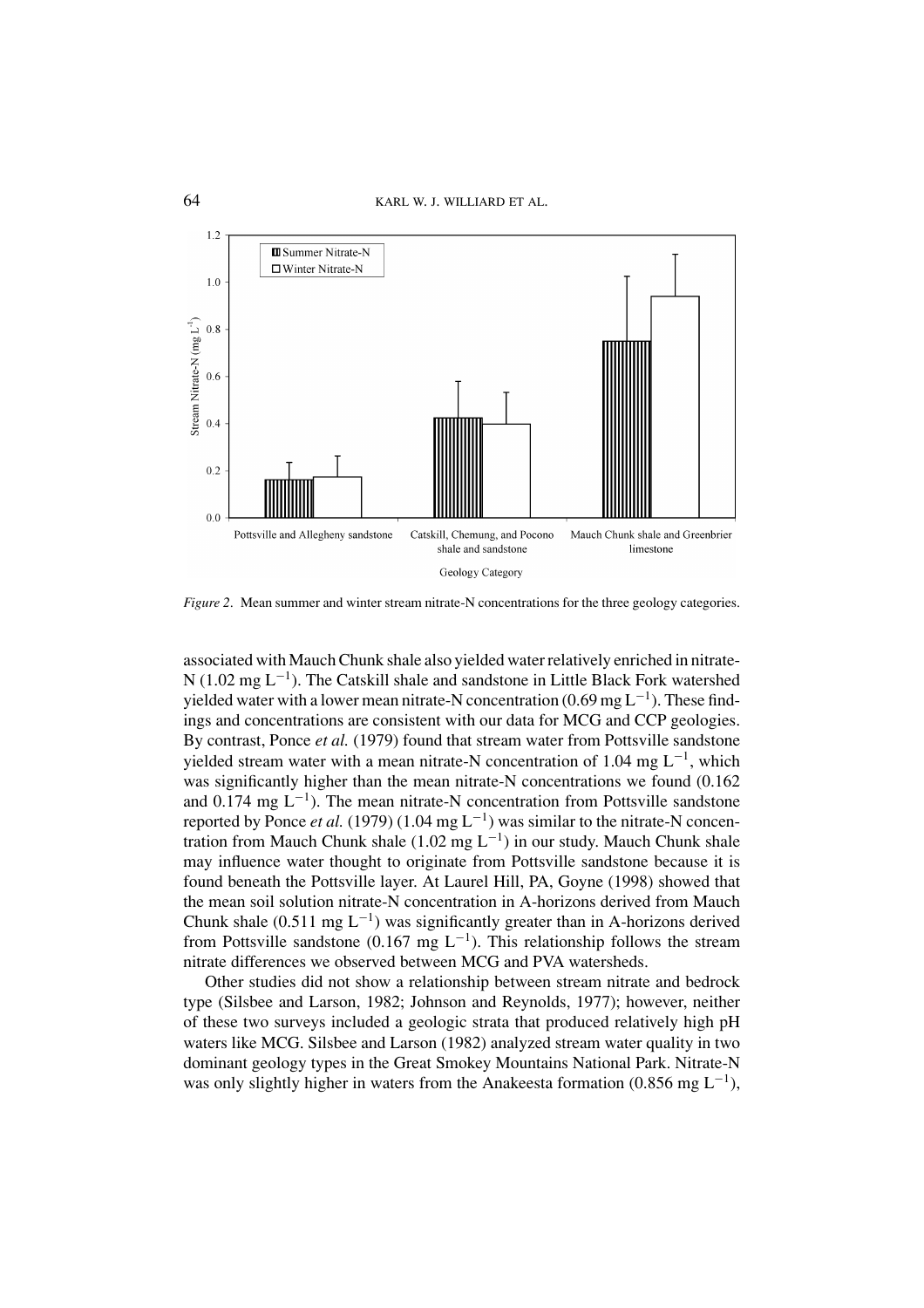*Figure 2*. Mean summer and winter stream nitrate-N concentrations for the three geology categories.

associated with Mauch Chunk shale also yielded water relatively enriched in nitrate-N (1.02 mg $L^{-1}$). The Catskill shale and sandstone in Little Black Fork watershed yielded water with a lower mean nitrate-N concentration (0.69 mg $L^{-1}$). These findings and concentrations are consistent with our data for MCG and CCP geologies. By contrast, Ponce *et al.* (1979) found that stream water from Pottsville sandstone yielded stream water with a mean nitrate-N concentration of 1.04 mg $L^{-1}$, which was significantly higher than the mean nitrate-N concentrations we found (0.162 and 0.174 mg $L^{-1}$). The mean nitrate-N concentration from Pottsville sandstone reported by Ponce *et al.* (1979) (1.04 mg $L^{-1}$) was similar to the nitrate-N concentration from Mauch Chunk shale (1.02 mg $L^{-1}$) in our study. Mauch Chunk shale may influence water thought to originate from Pottsville sandstone because it is found beneath the Pottsville layer. At Laurel Hill, PA, Goyne (1998) showed that the mean soil solution nitrate-N concentration in A-horizons derived from Mauch Chunk shale (0.511 mg $L^{-1}$) was significantly greater than in A-horizons derived from Pottsville sandstone (0.167 mg $L^{-1}$). This relationship follows the stream nitrate differences we observed between MCG and PVA watersheds.

Other studies did not show a relationship between stream nitrate and bedrock type (Silsbee and Larson, 1982; Johnson and Reynolds, 1977); however, neither of these two surveys included a geologic strata that produced relatively high pH waters like MCG. Silsbee and Larson (1982) analyzed stream water quality in two dominant geology types in the Great Smokey Mountains National Park. Nitrate-N was only slightly higher in waters from the Anakeesta formation (0.856 mg $L^{-1}$),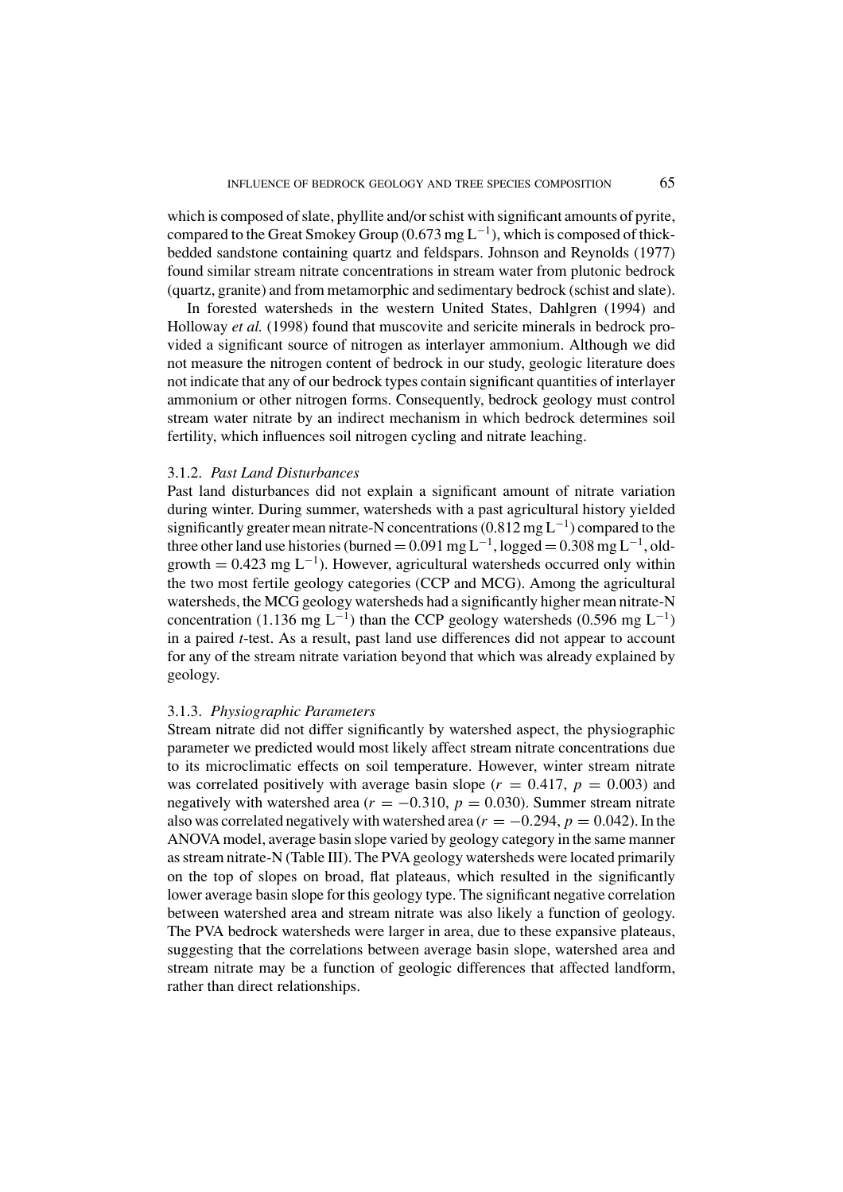which is composed of slate, phyllite and/or schist with significant amounts of pyrite, compared to the Great Smokey Group (0.673 mg $L^{-1}$), which is composed of thick-bedded sandstone containing quartz and feldspars. Johnson and Reynolds (1977) found similar stream nitrate concentrations in stream water from plutonic bedrock (quartz, granite) and from metamorphic and sedimentary bedrock (schist and slate).

In forested watersheds in the western United States, Dahlgren (1994) and Holloway *et al.* (1998) found that muscovite and sericite minerals in bedrock provided a significant source of nitrogen as interlayer ammonium. Although we did not measure the nitrogen content of bedrock in our study, geologic literature does not indicate that any of our bedrock types contain significant quantities of interlayer ammonium or other nitrogen forms. Consequently, bedrock geology must control stream water nitrate by an indirect mechanism in which bedrock determines soil fertility, which influences soil nitrogen cycling and nitrate leaching.

### 3.1.2. *Past Land Disturbances*

Past land disturbances did not explain a significant amount of nitrate variation during winter. During summer, watersheds with a past agricultural history yielded significantly greater mean nitrate-N concentrations (0.812 mg $L^{-1}$) compared to the three other land use histories (burned = 0.091 mg $L^{-1}$, logged = 0.308 mg $L^{-1}$, old-growth = 0.423 mg $L^{-1}$). However, agricultural watersheds occurred only within the two most fertile geology categories (CCP and MCG). Among the agricultural watersheds, the MCG geology watersheds had a significantly higher mean nitrate-N concentration (1.136 mg $L^{-1}$) than the CCP geology watersheds (0.596 mg $L^{-1}$) in a paired *t*-test. As a result, past land use differences did not appear to account for any of the stream nitrate variation beyond that which was already explained by geology.

### 3.1.3. *Physiographic Parameters*

Stream nitrate did not differ significantly by watershed aspect, the physiographic parameter we predicted would most likely affect stream nitrate concentrations due to its microclimatic effects on soil temperature. However, winter stream nitrate was correlated positively with average basin slope ($r = 0.417$, $p = 0.003$) and negatively with watershed area ($r = -0.310$, $p = 0.030$). Summer stream nitrate also was correlated negatively with watershed area ($r = -0.294$, $p = 0.042$). In the ANOVA model, average basin slope varied by geology category in the same manner as stream nitrate-N (Table III). The PVA geology watersheds were located primarily on the top of slopes on broad, flat plateaus, which resulted in the significantly lower average basin slope for this geology type. The significant negative correlation between watershed area and stream nitrate was also likely a function of geology. The PVA bedrock watersheds were larger in area, due to these expansive plateaus, suggesting that the correlations between average basin slope, watershed area and stream nitrate may be a function of geologic differences that affected landform, rather than direct relationships.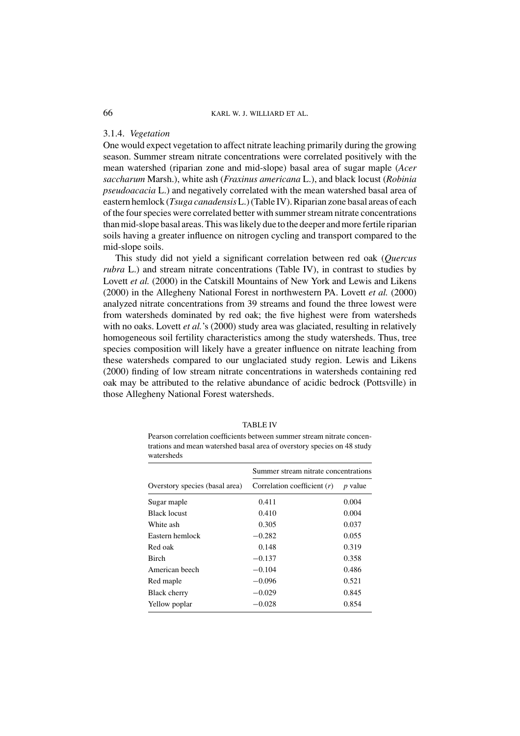### 3.1.4. *Vegetation*

One would expect vegetation to affect nitrate leaching primarily during the growing season. Summer stream nitrate concentrations were correlated positively with the mean watershed (riparian zone and mid-slope) basal area of sugar maple (*Acer saccharum* Marsh.), white ash (*Fraxinus americana* L.), and black locust (*Robinia pseudoacacia* L.) and negatively correlated with the mean watershed basal area of eastern hemlock (*Tsuga canadensis* L.) (Table IV). Riparian zone basal areas of each of the four species were correlated better with summer stream nitrate concentrations than mid-slope basal areas. This was likely due to the deeper and more fertile riparian soils having a greater influence on nitrogen cycling and transport compared to the mid-slope soils.

This study did not yield a significant correlation between red oak (*Quercus rubra* L.) and stream nitrate concentrations (Table IV), in contrast to studies by Lovett *et al.* (2000) in the Catskill Mountains of New York and Lewis and Likens (2000) in the Allegheny National Forest in northwestern PA. Lovett *et al.* (2000) analyzed nitrate concentrations from 39 streams and found the three lowest were from watersheds dominated by red oak; the five highest were from watersheds with no oaks. Lovett *et al.*'s (2000) study area was glaciated, resulting in relatively homogeneous soil fertility characteristics among the study watersheds. Thus, tree species composition will likely have a greater influence on nitrate leaching from these watersheds compared to our unglaciated study region. Lewis and Likens (2000) finding of low stream nitrate concentrations in watersheds containing red oak may be attributed to the relative abundance of acidic bedrock (Pottsville) in those Allegheny National Forest watersheds.

TABLE IV

Pearson correlation coefficients between summer stream nitrate concentrations and mean watershed basal area of overstory species on 48 study watersheds

| | Summer stream nitrate concentrations | |
|---|---|---|
| Overstory species (basal area) | Correlation coefficient ($r$) | $p$ value |
| Sugar maple | 0.411 | 0.004 |
| Black locust | 0.410 | 0.004 |
| White ash | 0.305 | 0.037 |
| Eastern hemlock | −0.282 | 0.055 |
| Red oak | 0.148 | 0.319 |
| Birch | −0.137 | 0.358 |
| American beech | −0.104 | 0.486 |
| Red maple | −0.096 | 0.521 |
| Black cherry | −0.029 | 0.845 |
| Yellow poplar | −0.028 | 0.854 |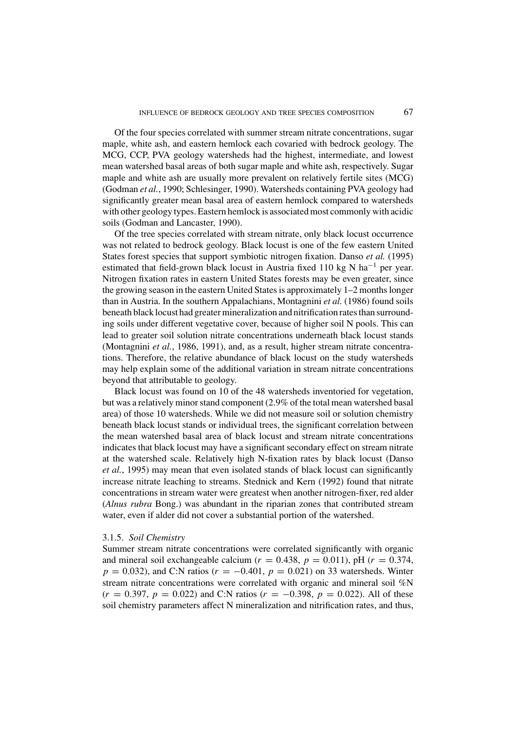Of the four species correlated with summer stream nitrate concentrations, sugar maple, white ash, and eastern hemlock each covaried with bedrock geology. The MCG, CCP, PVA geology watersheds had the highest, intermediate, and lowest mean watershed basal areas of both sugar maple and white ash, respectively. Sugar maple and white ash are usually more prevalent on relatively fertile sites (MCG) (Godman *et al.*, 1990; Schlesinger, 1990). Watersheds containing PVA geology had significantly greater mean basal area of eastern hemlock compared to watersheds with other geology types. Eastern hemlock is associated most commonly with acidic soils (Godman and Lancaster, 1990).

Of the tree species correlated with stream nitrate, only black locust occurrence was not related to bedrock geology. Black locust is one of the few eastern United States forest species that support symbiotic nitrogen fixation. Danso *et al.* (1995) estimated that field-grown black locust in Austria fixed 110 kg N $ha^{-1}$ per year. Nitrogen fixation rates in eastern United States forests may be even greater, since the growing season in the eastern United States is approximately 1–2 months longer than in Austria. In the southern Appalachians, Montagnini *et al.* (1986) found soils beneath black locust had greater mineralization and nitrification rates than surrounding soils under different vegetative cover, because of higher soil N pools. This can lead to greater soil solution nitrate concentrations underneath black locust stands (Montagnini *et al.*, 1986, 1991), and, as a result, higher stream nitrate concentrations. Therefore, the relative abundance of black locust on the study watersheds may help explain some of the additional variation in stream nitrate concentrations beyond that attributable to geology.

Black locust was found on 10 of the 48 watersheds inventoried for vegetation, but was a relatively minor stand component (2.9% of the total mean watershed basal area) of those 10 watersheds. While we did not measure soil or solution chemistry beneath black locust stands or individual trees, the significant correlation between the mean watershed basal area of black locust and stream nitrate concentrations indicates that black locust may have a significant secondary effect on stream nitrate at the watershed scale. Relatively high N-fixation rates by black locust (Danso *et al.*, 1995) may mean that even isolated stands of black locust can significantly increase nitrate leaching to streams. Stednick and Kern (1992) found that nitrate concentrations in stream water were greatest when another nitrogen-fixer, red alder (*Alnus rubra* Bong.) was abundant in the riparian zones that contributed stream water, even if alder did not cover a substantial portion of the watershed.

### 3.1.5. *Soil Chemistry*

Summer stream nitrate concentrations were correlated significantly with organic and mineral soil exchangeable calcium ($r = 0.438$, $p = 0.011$), pH ($r = 0.374$, $p = 0.032$), and C:N ratios ($r = -0.401$, $p = 0.021$) on 33 watersheds. Winter stream nitrate concentrations were correlated with organic and mineral soil %N ($r = 0.397$, $p = 0.022$) and C:N ratios ($r = -0.398$, $p = 0.022$). All of these soil chemistry parameters affect N mineralization and nitrification rates, and thus,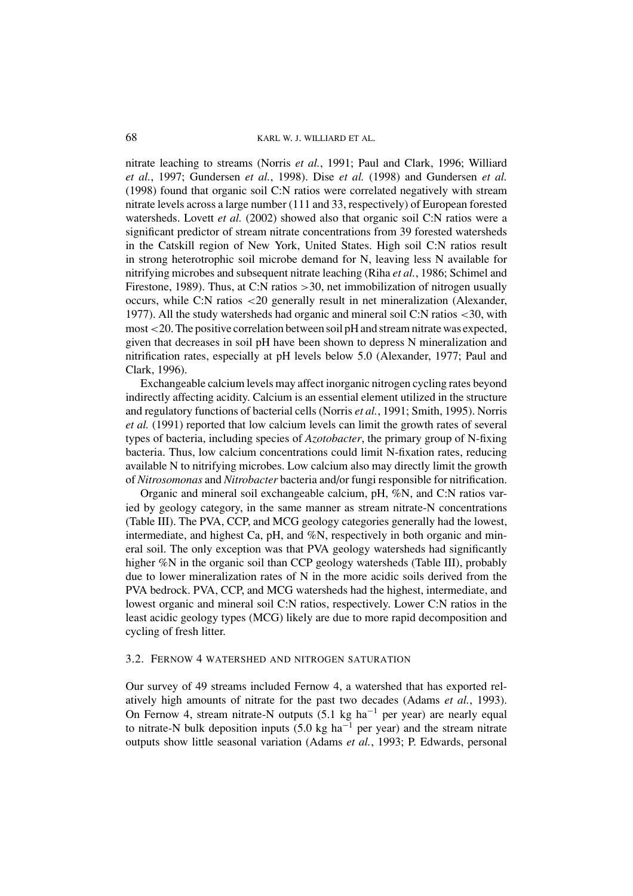nitrate leaching to streams (Norris *et al.*, 1991; Paul and Clark, 1996; Williard *et al.*, 1997; Gundersen *et al.*, 1998). Dise *et al.* (1998) and Gundersen *et al.* (1998) found that organic soil C:N ratios were correlated negatively with stream nitrate levels across a large number (111 and 33, respectively) of European forested watersheds. Lovett *et al.* (2002) showed also that organic soil C:N ratios were a significant predictor of stream nitrate concentrations from 39 forested watersheds in the Catskill region of New York, United States. High soil C:N ratios result in strong heterotrophic soil microbe demand for N, leaving less N available for nitrifying microbes and subsequent nitrate leaching (Riha *et al.*, 1986; Schimel and Firestone, 1989). Thus, at C:N ratios $>30$, net immobilization of nitrogen usually occurs, while C:N ratios $<20$ generally result in net mineralization (Alexander, 1977). All the study watersheds had organic and mineral soil C:N ratios $<30$, with most $<20$. The positive correlation between soil pH and stream nitrate was expected, given that decreases in soil pH have been shown to depress N mineralization and nitrification rates, especially at pH levels below 5.0 (Alexander, 1977; Paul and Clark, 1996).

Exchangeable calcium levels may affect inorganic nitrogen cycling rates beyond indirectly affecting acidity. Calcium is an essential element utilized in the structure and regulatory functions of bacterial cells (Norris *et al.*, 1991; Smith, 1995). Norris *et al.* (1991) reported that low calcium levels can limit the growth rates of several types of bacteria, including species of *Azotobacter*, the primary group of N-fixing bacteria. Thus, low calcium concentrations could limit N-fixation rates, reducing available N to nitrifying microbes. Low calcium also may directly limit the growth of *Nitrosomonas* and *Nitrobacter* bacteria and/or fungi responsible for nitrification.

Organic and mineral soil exchangeable calcium, pH, %N, and C:N ratios varied by geology category, in the same manner as stream nitrate-N concentrations (Table III). The PVA, CCP, and MCG geology categories generally had the lowest, intermediate, and highest Ca, pH, and %N, respectively in both organic and mineral soil. The only exception was that PVA geology watersheds had significantly higher %N in the organic soil than CCP geology watersheds (Table III), probably due to lower mineralization rates of N in the more acidic soils derived from the PVA bedrock. PVA, CCP, and MCG watersheds had the highest, intermediate, and lowest organic and mineral soil C:N ratios, respectively. Lower C:N ratios in the least acidic geology types (MCG) likely are due to more rapid decomposition and cycling of fresh litter.

### 3.2. Fernow 4 Watershed and Nitrogen Saturation

Our survey of 49 streams included Fernow 4, a watershed that has exported relatively high amounts of nitrate for the past two decades (Adams *et al.*, 1993). On Fernow 4, stream nitrate-N outputs (5.1 kg $ha^{-1}$ per year) are nearly equal to nitrate-N bulk deposition inputs (5.0 kg $ha^{-1}$ per year) and the stream nitrate outputs show little seasonal variation (Adams *et al.*, 1993; P. Edwards, personal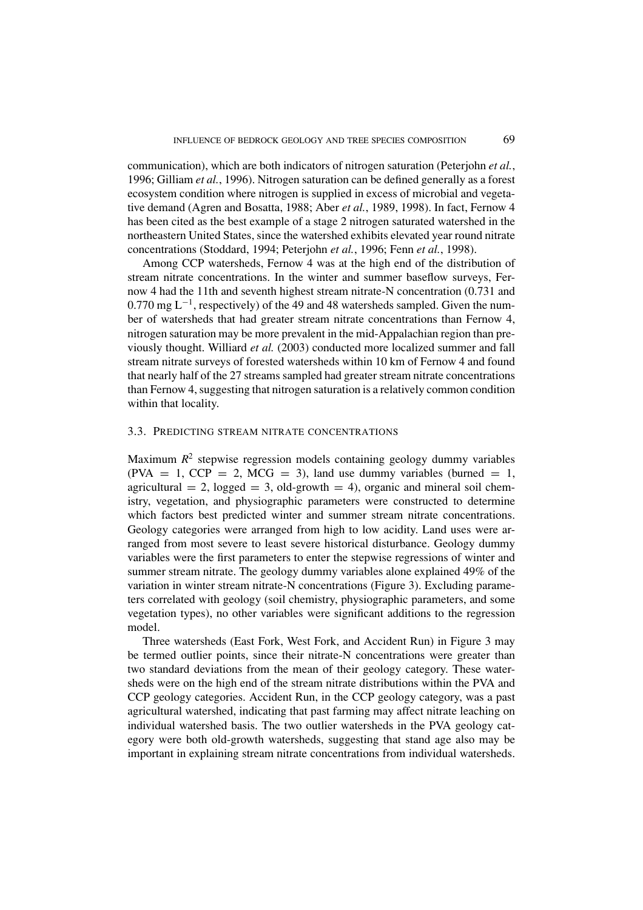communication), which are both indicators of nitrogen saturation (Peterjohn *et al.*, 1996; Gilliam *et al.*, 1996). Nitrogen saturation can be defined generally as a forest ecosystem condition where nitrogen is supplied in excess of microbial and vegetative demand (Agren and Bosatta, 1988; Aber *et al.*, 1989, 1998). In fact, Fernow 4 has been cited as the best example of a stage 2 nitrogen saturated watershed in the northeastern United States, since the watershed exhibits elevated year round nitrate concentrations (Stoddard, 1994; Peterjohn *et al.*, 1996; Fenn *et al.*, 1998).

Among CCP watersheds, Fernow 4 was at the high end of the distribution of stream nitrate concentrations. In the winter and summer baseflow surveys, Fernow 4 had the 11th and seventh highest stream nitrate-N concentration (0.731 and 0.770 mg $L^{-1}$, respectively) of the 49 and 48 watersheds sampled. Given the number of watersheds that had greater stream nitrate concentrations than Fernow 4, nitrogen saturation may be more prevalent in the mid-Appalachian region than previously thought. Williard *et al.* (2003) conducted more localized summer and fall stream nitrate surveys of forested watersheds within 10 km of Fernow 4 and found that nearly half of the 27 streams sampled had greater stream nitrate concentrations than Fernow 4, suggesting that nitrogen saturation is a relatively common condition within that locality.

### 3.3. Predicting Stream Nitrate Concentrations

Maximum $R^2$ stepwise regression models containing geology dummy variables (PVA = 1, CCP = 2, MCG = 3), land use dummy variables (burned = 1, agricultural = 2, logged = 3, old-growth = 4), organic and mineral soil chemistry, vegetation, and physiographic parameters were constructed to determine which factors best predicted winter and summer stream nitrate concentrations. Geology categories were arranged from high to low acidity. Land uses were arranged from most severe to least severe historical disturbance. Geology dummy variables were the first parameters to enter the stepwise regressions of winter and summer stream nitrate. The geology dummy variables alone explained 49% of the variation in winter stream nitrate-N concentrations (Figure 3). Excluding parameters correlated with geology (soil chemistry, physiographic parameters, and some vegetation types), no other variables were significant additions to the regression model.

Three watersheds (East Fork, West Fork, and Accident Run) in Figure 3 may be termed outlier points, since their nitrate-N concentrations were greater than two standard deviations from the mean of their geology category. These watersheds were on the high end of the stream nitrate distributions within the PVA and CCP geology categories. Accident Run, in the CCP geology category, was a past agricultural watershed, indicating that past farming may affect nitrate leaching on individual watershed basis. The two outlier watersheds in the PVA geology category were both old-growth watersheds, suggesting that stand age also may be important in explaining stream nitrate concentrations from individual watersheds.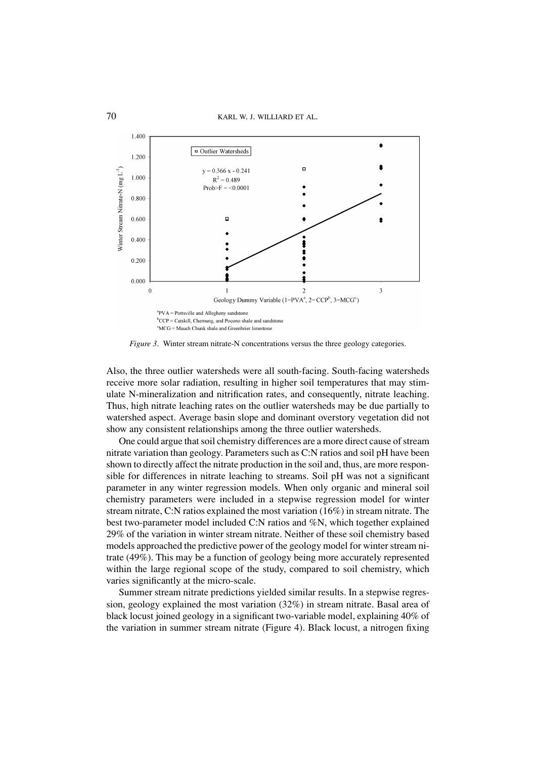*Figure 3*. Winter stream nitrate-N concentrations versus the three geology categories.

Also, the three outlier watersheds were all south-facing. South-facing watersheds receive more solar radiation, resulting in higher soil temperatures that may stimulate N-mineralization and nitrification rates, and consequently, nitrate leaching. Thus, high nitrate leaching rates on the outlier watersheds may be due partially to watershed aspect. Average basin slope and dominant overstory vegetation did not show any consistent relationships among the three outlier watersheds.

One could argue that soil chemistry differences are a more direct cause of stream nitrate variation than geology. Parameters such as C:N ratios and soil pH have been shown to directly affect the nitrate production in the soil and, thus, are more responsible for differences in nitrate leaching to streams. Soil pH was not a significant parameter in any winter regression models. When only organic and mineral soil chemistry parameters were included in a stepwise regression model for winter stream nitrate, C:N ratios explained the most variation (16%) in stream nitrate. The best two-parameter model included C:N ratios and %N, which together explained 29% of the variation in winter stream nitrate. Neither of these soil chemistry based models approached the predictive power of the geology model for winter stream nitrate (49%). This may be a function of geology being more accurately represented within the large regional scope of the study, compared to soil chemistry, which varies significantly at the micro-scale.

Summer stream nitrate predictions yielded similar results. In a stepwise regression, geology explained the most variation (32%) in stream nitrate. Basal area of black locust joined geology in a significant two-variable model, explaining 40% of the variation in summer stream nitrate (Figure 4). Black locust, a nitrogen fixing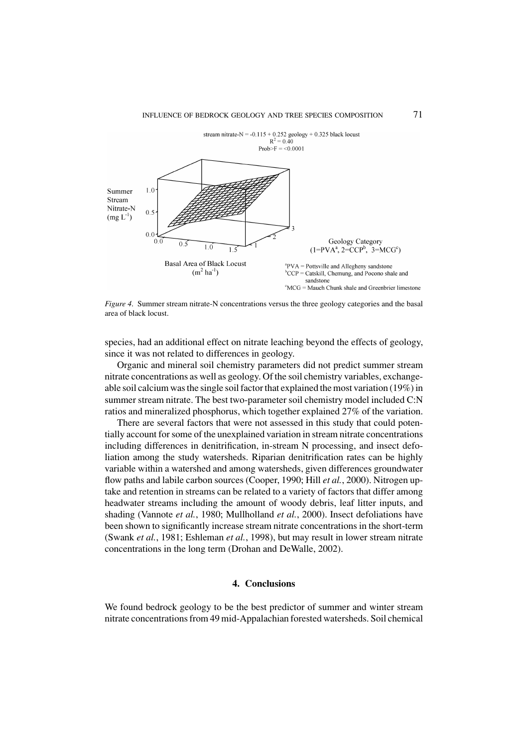*Figure 4*. Summer stream nitrate-N concentrations versus the three geology categories and the basal area of black locust.

species, had an additional effect on nitrate leaching beyond the effects of geology, since it was not related to differences in geology.

Organic and mineral soil chemistry parameters did not predict summer stream nitrate concentrations as well as geology. Of the soil chemistry variables, exchangeable soil calcium was the single soil factor that explained the most variation (19%) in summer stream nitrate. The best two-parameter soil chemistry model included C:N ratios and mineralized phosphorus, which together explained 27% of the variation.

There are several factors that were not assessed in this study that could potentially account for some of the unexplained variation in stream nitrate concentrations including differences in denitrification, in-stream N processing, and insect defoliation among the study watersheds. Riparian denitrification rates can be highly variable within a watershed and among watersheds, given differences groundwater flow paths and labile carbon sources (Cooper, 1990; Hill *et al.*, 2000). Nitrogen uptake and retention in streams can be related to a variety of factors that differ among headwater streams including the amount of woody debris, leaf litter inputs, and shading (Vannote *et al.*, 1980; Mullholland *et al.*, 2000). Insect defoliations have been shown to significantly increase stream nitrate concentrations in the short-term (Swank *et al.*, 1981; Eshleman *et al.*, 1998), but may result in lower stream nitrate concentrations in the long term (Drohan and DeWalle, 2002).

## 4. Conclusions

We found bedrock geology to be the best predictor of summer and winter stream nitrate concentrations from 49 mid-Appalachian forested watersheds. Soil chemical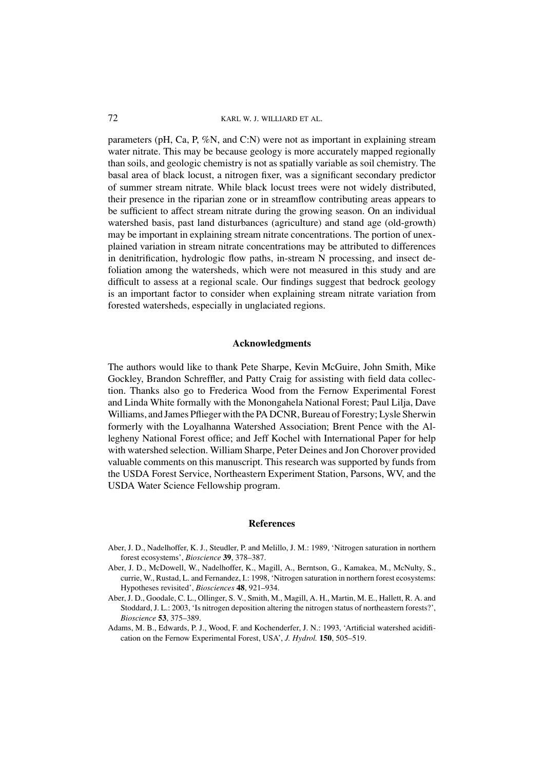parameters (pH, Ca, P, %N, and C:N) were not as important in explaining stream water nitrate. This may be because geology is more accurately mapped regionally than soils, and geologic chemistry is not as spatially variable as soil chemistry. The basal area of black locust, a nitrogen fixer, was a significant secondary predictor of summer stream nitrate. While black locust trees were not widely distributed, their presence in the riparian zone or in streamflow contributing areas appears to be sufficient to affect stream nitrate during the growing season. On an individual watershed basis, past land disturbances (agriculture) and stand age (old-growth) may be important in explaining stream nitrate concentrations. The portion of unexplained variation in stream nitrate concentrations may be attributed to differences in denitrification, hydrologic flow paths, in-stream N processing, and insect defoliation among the watersheds, which were not measured in this study and are difficult to assess at a regional scale. Our findings suggest that bedrock geology is an important factor to consider when explaining stream nitrate variation from forested watersheds, especially in unglaciated regions.

## Acknowledgments

The authors would like to thank Pete Sharpe, Kevin McGuire, John Smith, Mike Gockley, Brandon Schreffler, and Patty Craig for assisting with field data collection. Thanks also go to Frederica Wood from the Fernow Experimental Forest and Linda White formally with the Monongahela National Forest; Paul Lilja, Dave Williams, and James Pflieger with the PA DCNR, Bureau of Forestry; Lysle Sherwin formerly with the Loyalhanna Watershed Association; Brent Pence with the Allegheny National Forest office; and Jeff Kochel with International Paper for help with watershed selection. William Sharpe, Peter Deines and Jon Chorover provided valuable comments on this manuscript. This research was supported by funds from the USDA Forest Service, Northeastern Experiment Station, Parsons, WV, and the USDA Water Science Fellowship program.

## References

Aber, J. D., Nadelhoffer, K. J., Steudler, P. and Melillo, J. M.: 1989, 'Nitrogen saturation in northern forest ecosystems', *Bioscience* **39**, 378–387.

Aber, J. D., McDowell, W., Nadelhoffer, K., Magill, A., Berntson, G., Kamakea, M., McNulty, S., currie, W., Rustad, L. and Fernandez, I.: 1998, 'Nitrogen saturation in northern forest ecosystems: Hypotheses revisited', *Biosciences* **48**, 921–934.

Aber, J. D., Goodale, C. L., Ollinger, S. V., Smith, M., Magill, A. H., Martin, M. E., Hallett, R. A. and Stoddard, J. L.: 2003, 'Is nitrogen deposition altering the nitrogen status of northeastern forests?', *Bioscience* **53**, 375–389.

Adams, M. B., Edwards, P. J., Wood, F. and Kochenderfer, J. N.: 1993, 'Artificial watershed acidification on the Fernow Experimental Forest, USA', *J. Hydrol.* **150**, 505–519.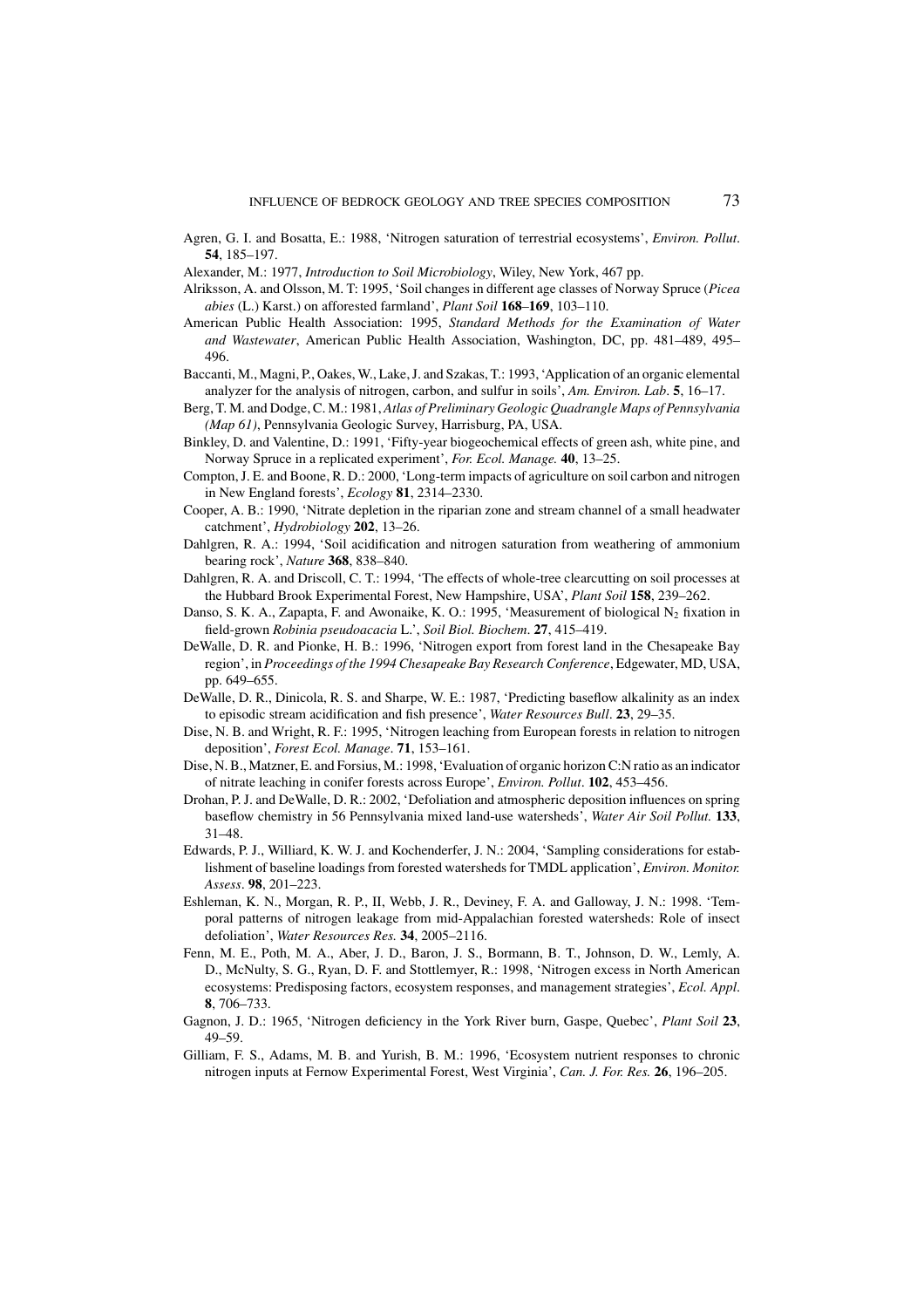Agren, G. I. and Bosatta, E.: 1988, 'Nitrogen saturation of terrestrial ecosystems', *Environ. Pollut.* **54**, 185–197.

Alexander, M.: 1977, *Introduction to Soil Microbiology*, Wiley, New York, 467 pp.

Alriksson, A. and Olsson, M. T: 1995, 'Soil changes in different age classes of Norway Spruce (*Picea abies* (L.) Karst.) on afforested farmland', *Plant Soil* **168–169**, 103–110.

American Public Health Association: 1995, *Standard Methods for the Examination of Water and Wastewater*, American Public Health Association, Washington, DC, pp. 481–489, 495–496.

Baccanti, M., Magni, P., Oakes, W., Lake, J. and Szakas, T.: 1993, 'Application of an organic elemental analyzer for the analysis of nitrogen, carbon, and sulfur in soils', *Am. Environ. Lab*. **5**, 16–17.

Berg, T. M. and Dodge, C. M.: 1981, *Atlas of Preliminary Geologic Quadrangle Maps of Pennsylvania (Map 61)*, Pennsylvania Geologic Survey, Harrisburg, PA, USA.

Binkley, D. and Valentine, D.: 1991, 'Fifty-year biogeochemical effects of green ash, white pine, and Norway Spruce in a replicated experiment', *For. Ecol. Manage.* **40**, 13–25.

Compton, J. E. and Boone, R. D.: 2000, 'Long-term impacts of agriculture on soil carbon and nitrogen in New England forests', *Ecology* **81**, 2314–2330.

Cooper, A. B.: 1990, 'Nitrate depletion in the riparian zone and stream channel of a small headwater catchment', *Hydrobiology* **202**, 13–26.

Dahlgren, R. A.: 1994, 'Soil acidification and nitrogen saturation from weathering of ammonium bearing rock', *Nature* **368**, 838–840.

Dahlgren, R. A. and Driscoll, C. T.: 1994, 'The effects of whole-tree clearcutting on soil processes at the Hubbard Brook Experimental Forest, New Hampshire, USA', *Plant Soil* **158**, 239–262.

Danso, S. K. A., Zapapta, F. and Awonaike, K. O.: 1995, 'Measurement of biological $N_2$ fixation in field-grown *Robinia pseudoacacia* L.', *Soil Biol. Biochem*. **27**, 415–419.

DeWalle, D. R. and Pionke, H. B.: 1996, 'Nitrogen export from forest land in the Chesapeake Bay region', in *Proceedings of the 1994 Chesapeake Bay Research Conference*, Edgewater, MD, USA, pp. 649–655.

DeWalle, D. R., Dinicola, R. S. and Sharpe, W. E.: 1987, 'Predicting baseflow alkalinity as an index to episodic stream acidification and fish presence', *Water Resources Bull*. **23**, 29–35.

Dise, N. B. and Wright, R. F.: 1995, 'Nitrogen leaching from European forests in relation to nitrogen deposition', *Forest Ecol. Manage*. **71**, 153–161.

Dise, N. B., Matzner, E. and Forsius, M.: 1998, 'Evaluation of organic horizon C:N ratio as an indicator of nitrate leaching in conifer forests across Europe', *Environ. Pollut*. **102**, 453–456.

Drohan, P. J. and DeWalle, D. R.: 2002, 'Defoliation and atmospheric deposition influences on spring baseflow chemistry in 56 Pennsylvania mixed land-use watersheds', *Water Air Soil Pollut.* **133**, 31–48.

Edwards, P. J., Williard, K. W. J. and Kochenderfer, J. N.: 2004, 'Sampling considerations for establishment of baseline loadings from forested watersheds for TMDL application', *Environ. Monitor. Assess*. **98**, 201–223.

Eshleman, K. N., Morgan, R. P., II, Webb, J. R., Deviney, F. A. and Galloway, J. N.: 1998. 'Temporal patterns of nitrogen leakage from mid-Appalachian forested watersheds: Role of insect defoliation', *Water Resources Res.* **34**, 2005–2116.

Fenn, M. E., Poth, M. A., Aber, J. D., Baron, J. S., Bormann, B. T., Johnson, D. W., Lemly, A. D., McNulty, S. G., Ryan, D. F. and Stottlemyer, R.: 1998, 'Nitrogen excess in North American ecosystems: Predisposing factors, ecosystem responses, and management strategies', *Ecol. Appl*. **8**, 706–733.

Gagnon, J. D.: 1965, 'Nitrogen deficiency in the York River burn, Gaspe, Quebec', *Plant Soil* **23**, 49–59.

Gilliam, F. S., Adams, M. B. and Yurish, B. M.: 1996, 'Ecosystem nutrient responses to chronic nitrogen inputs at Fernow Experimental Forest, West Virginia', *Can. J. For. Res.* **26**, 196–205.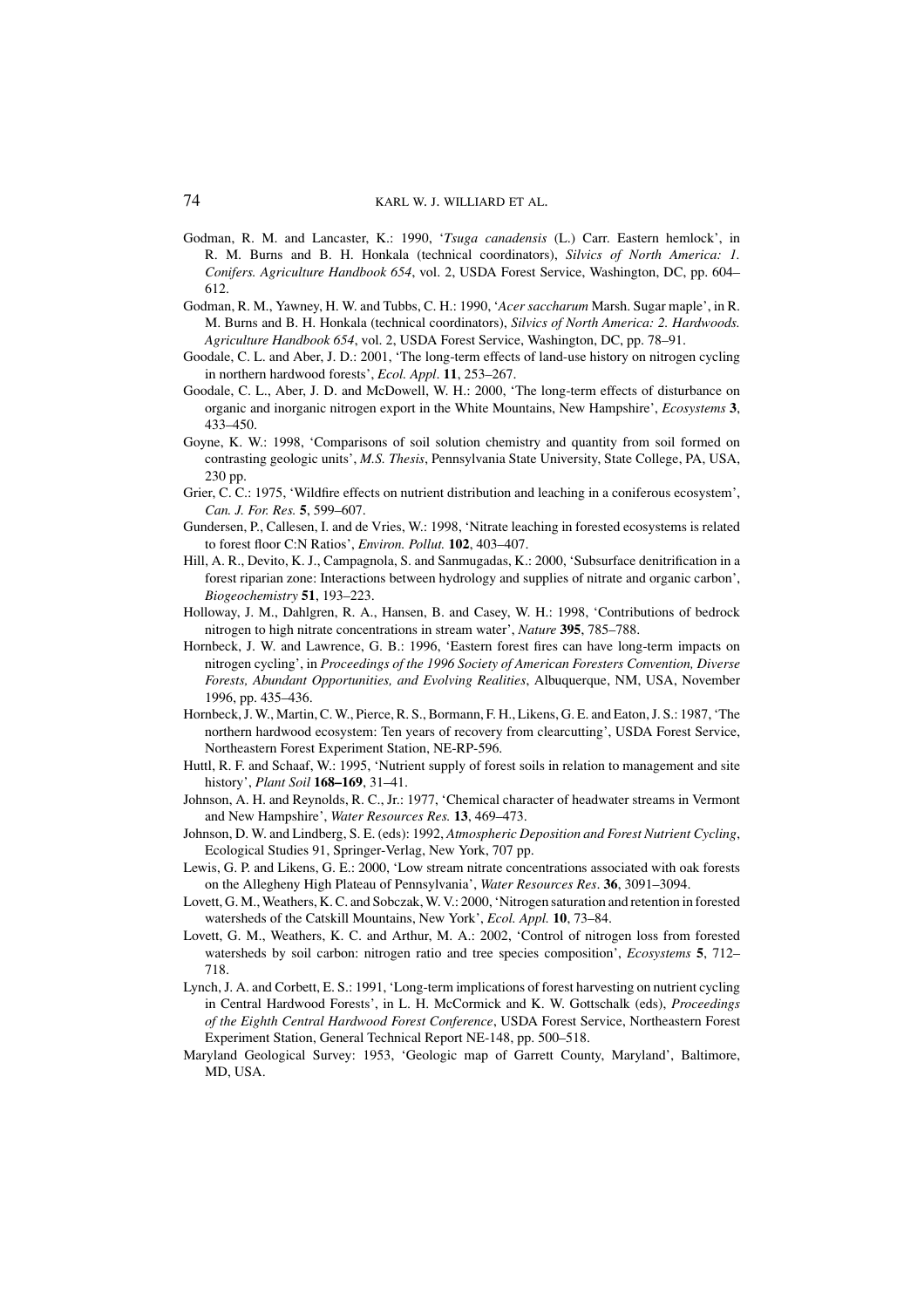Godman, R. M. and Lancaster, K.: 1990, '*Tsuga canadensis* (L.) Carr. Eastern hemlock', in R. M. Burns and B. H. Honkala (technical coordinators), *Silvics of North America: 1. Conifers. Agriculture Handbook 654*, vol. 2, USDA Forest Service, Washington, DC, pp. 604–612.

Godman, R. M., Yawney, H. W. and Tubbs, C. H.: 1990, '*Acer saccharum* Marsh. Sugar maple', in R. M. Burns and B. H. Honkala (technical coordinators), *Silvics of North America: 2. Hardwoods. Agriculture Handbook 654*, vol. 2, USDA Forest Service, Washington, DC, pp. 78–91.

Goodale, C. L. and Aber, J. D.: 2001, 'The long-term effects of land-use history on nitrogen cycling in northern hardwood forests', *Ecol. Appl*. **11**, 253–267.

Goodale, C. L., Aber, J. D. and McDowell, W. H.: 2000, 'The long-term effects of disturbance on organic and inorganic nitrogen export in the White Mountains, New Hampshire', *Ecosystems* **3**, 433–450.

Goyne, K. W.: 1998, 'Comparisons of soil solution chemistry and quantity from soil formed on contrasting geologic units', *M.S. Thesis*, Pennsylvania State University, State College, PA, USA, 230 pp.

Grier, C. C.: 1975, 'Wildfire effects on nutrient distribution and leaching in a coniferous ecosystem', *Can. J. For. Res.* **5**, 599–607.

Gundersen, P., Callesen, I. and de Vries, W.: 1998, 'Nitrate leaching in forested ecosystems is related to forest floor C:N Ratios', *Environ. Pollut.* **102**, 403–407.

Hill, A. R., Devito, K. J., Campagnola, S. and Sanmugadas, K.: 2000, 'Subsurface denitrification in a forest riparian zone: Interactions between hydrology and supplies of nitrate and organic carbon', *Biogeochemistry* **51**, 193–223.

Holloway, J. M., Dahlgren, R. A., Hansen, B. and Casey, W. H.: 1998, 'Contributions of bedrock nitrogen to high nitrate concentrations in stream water', *Nature* **395**, 785–788.

Hornbeck, J. W. and Lawrence, G. B.: 1996, 'Eastern forest fires can have long-term impacts on nitrogen cycling', in *Proceedings of the 1996 Society of American Foresters Convention, Diverse Forests, Abundant Opportunities, and Evolving Realities*, Albuquerque, NM, USA, November 1996, pp. 435–436.

Hornbeck, J. W., Martin, C. W., Pierce, R. S., Bormann, F. H., Likens, G. E. and Eaton, J. S.: 1987, 'The northern hardwood ecosystem: Ten years of recovery from clearcutting', USDA Forest Service, Northeastern Forest Experiment Station, NE-RP-596.

Huttl, R. F. and Schaaf, W.: 1995, 'Nutrient supply of forest soils in relation to management and site history', *Plant Soil* **168–169**, 31–41.

Johnson, A. H. and Reynolds, R. C., Jr.: 1977, 'Chemical character of headwater streams in Vermont and New Hampshire', *Water Resources Res.* **13**, 469–473.

Johnson, D. W. and Lindberg, S. E. (eds): 1992, *Atmospheric Deposition and Forest Nutrient Cycling*, Ecological Studies 91, Springer-Verlag, New York, 707 pp.

Lewis, G. P. and Likens, G. E.: 2000, 'Low stream nitrate concentrations associated with oak forests on the Allegheny High Plateau of Pennsylvania', *Water Resources Res*. **36**, 3091–3094.

Lovett, G. M., Weathers, K. C. and Sobczak, W. V.: 2000, 'Nitrogen saturation and retention in forested watersheds of the Catskill Mountains, New York', *Ecol. Appl.* **10**, 73–84.

Lovett, G. M., Weathers, K. C. and Arthur, M. A.: 2002, 'Control of nitrogen loss from forested watersheds by soil carbon: nitrogen ratio and tree species composition', *Ecosystems* **5**, 712–718.

Lynch, J. A. and Corbett, E. S.: 1991, 'Long-term implications of forest harvesting on nutrient cycling in Central Hardwood Forests', in L. H. McCormick and K. W. Gottschalk (eds), *Proceedings of the Eighth Central Hardwood Forest Conference*, USDA Forest Service, Northeastern Forest Experiment Station, General Technical Report NE-148, pp. 500–518.

Maryland Geological Survey: 1953, 'Geologic map of Garrett County, Maryland', Baltimore, MD, USA.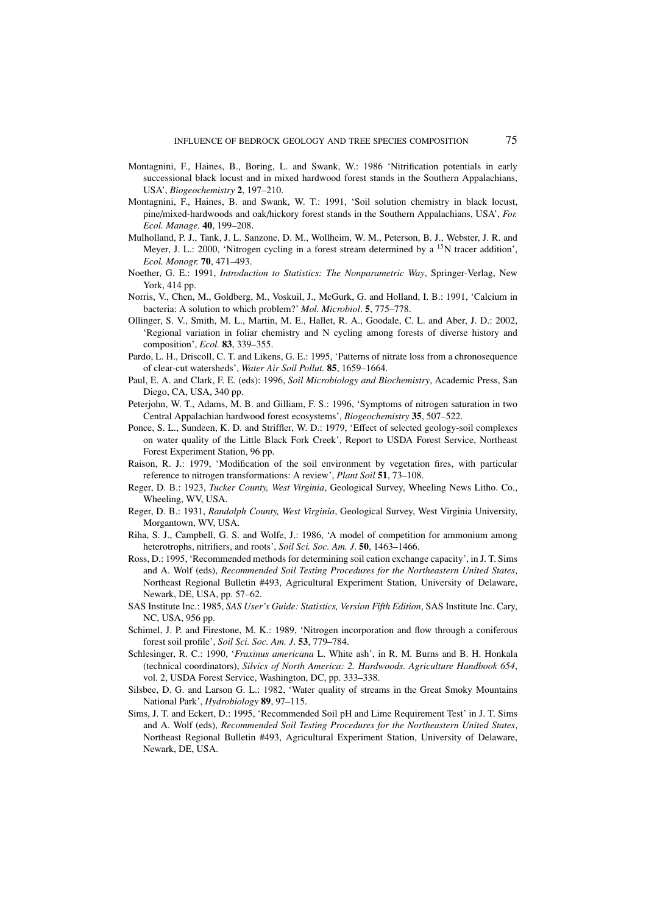Montagnini, F., Haines, B., Boring, L. and Swank, W.: 1986 'Nitrification potentials in early successional black locust and in mixed hardwood forest stands in the Southern Appalachians, USA', *Biogeochemistry* **2**, 197–210.

Montagnini, F., Haines, B. and Swank, W. T.: 1991, 'Soil solution chemistry in black locust, pine/mixed-hardwoods and oak/hickory forest stands in the Southern Appalachians, USA', *For. Ecol. Manage*. **40**, 199–208.

Mulholland, P. J., Tank, J. L. Sanzone, D. M., Wollheim, W. M., Peterson, B. J., Webster, J. R. and Meyer, J. L.: 2000, 'Nitrogen cycling in a forest stream determined by a $^{15}$N tracer addition', *Ecol. Monogr.* **70**, 471–493.

Noether, G. E.: 1991, *Introduction to Statistics: The Nonparametric Way*, Springer-Verlag, New York, 414 pp.

Norris, V., Chen, M., Goldberg, M., Voskuil, J., McGurk, G. and Holland, I. B.: 1991, 'Calcium in bacteria: A solution to which problem?' *Mol. Microbiol*. **5**, 775–778.

Ollinger, S. V., Smith, M. L., Martin, M. E., Hallet, R. A., Goodale, C. L. and Aber, J. D.: 2002, 'Regional variation in foliar chemistry and N cycling among forests of diverse history and composition', *Ecol.* **83**, 339–355.

Pardo, L. H., Driscoll, C. T. and Likens, G. E.: 1995, 'Patterns of nitrate loss from a chronosequence of clear-cut watersheds', *Water Air Soil Pollut.* **85**, 1659–1664.

Paul, E. A. and Clark, F. E. (eds): 1996, *Soil Microbiology and Biochemistry*, Academic Press, San Diego, CA, USA, 340 pp.

Peterjohn, W. T., Adams, M. B. and Gilliam, F. S.: 1996, 'Symptoms of nitrogen saturation in two Central Appalachian hardwood forest ecosystems', *Biogeochemistry* **35**, 507–522.

Ponce, S. L., Sundeen, K. D. and Striffler, W. D.: 1979, 'Effect of selected geology-soil complexes on water quality of the Little Black Fork Creek', Report to USDA Forest Service, Northeast Forest Experiment Station, 96 pp.

Raison, R. J.: 1979, 'Modification of the soil environment by vegetation fires, with particular reference to nitrogen transformations: A review', *Plant Soil* **51**, 73–108.

Reger, D. B.: 1923, *Tucker County, West Virginia*, Geological Survey, Wheeling News Litho. Co., Wheeling, WV, USA.

Reger, D. B.: 1931, *Randolph County, West Virginia*, Geological Survey, West Virginia University, Morgantown, WV, USA.

Riha, S. J., Campbell, G. S. and Wolfe, J.: 1986, 'A model of competition for ammonium among heterotrophs, nitrifiers, and roots', *Soil Sci. Soc. Am. J*. **50**, 1463–1466.

Ross, D.: 1995, 'Recommended methods for determining soil cation exchange capacity', in J. T. Sims and A. Wolf (eds), *Recommended Soil Testing Procedures for the Northeastern United States*, Northeast Regional Bulletin #493, Agricultural Experiment Station, University of Delaware, Newark, DE, USA, pp. 57–62.

SAS Institute Inc.: 1985, *SAS User's Guide: Statistics, Version Fifth Edition*, SAS Institute Inc. Cary, NC, USA, 956 pp.

Schimel, J. P. and Firestone, M. K.: 1989, 'Nitrogen incorporation and flow through a coniferous forest soil profile', *Soil Sci. Soc. Am. J*. **53**, 779–784.

Schlesinger, R. C.: 1990, '*Fraxinus americana* L. White ash', in R. M. Burns and B. H. Honkala (technical coordinators), *Silvics of North America: 2. Hardwoods. Agriculture Handbook 654*, vol. 2, USDA Forest Service, Washington, DC, pp. 333–338.

Silsbee, D. G. and Larson G. L.: 1982, 'Water quality of streams in the Great Smoky Mountains National Park', *Hydrobiology* **89**, 97–115.

Sims, J. T. and Eckert, D.: 1995, 'Recommended Soil pH and Lime Requirement Test' in J. T. Sims and A. Wolf (eds), *Recommended Soil Testing Procedures for the Northeastern United States*, Northeast Regional Bulletin #493, Agricultural Experiment Station, University of Delaware, Newark, DE, USA.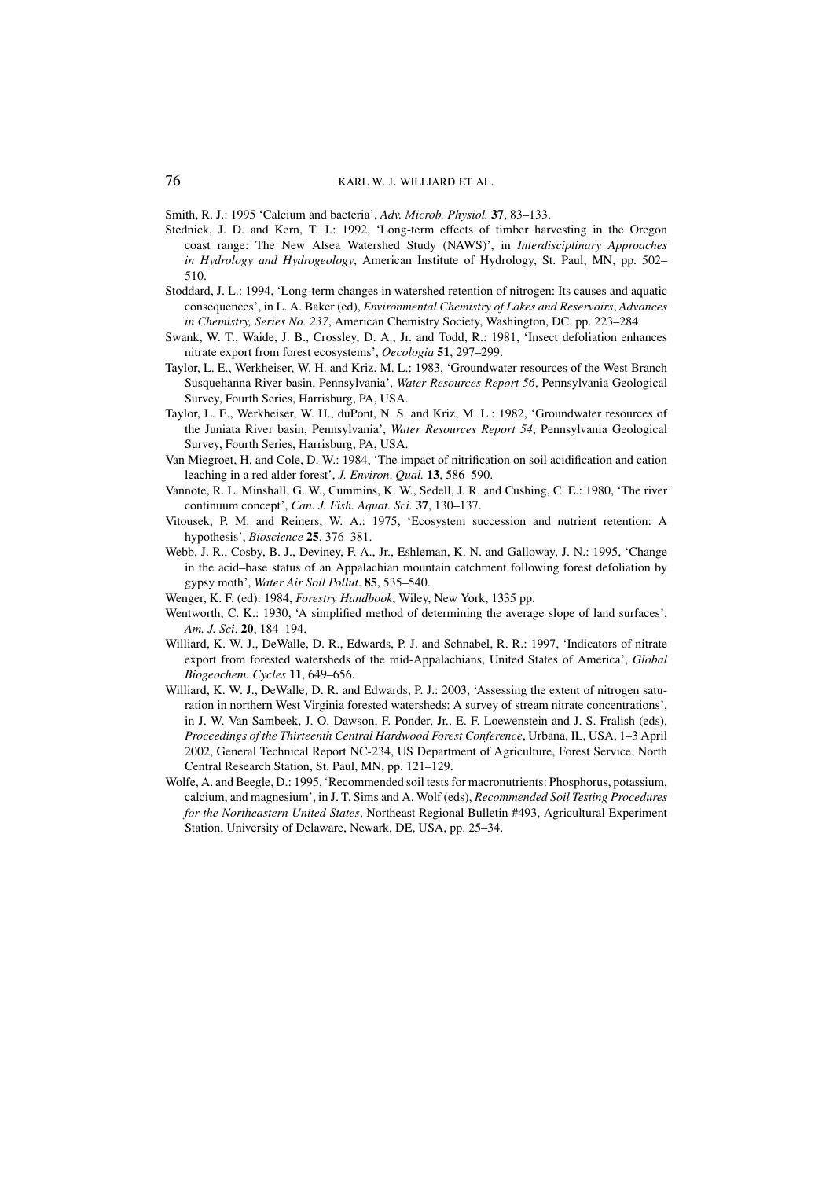Smith, R. J.: 1995 'Calcium and bacteria', *Adv. Microb. Physiol.* **37**, 83–133.

Stednick, J. D. and Kern, T. J.: 1992, 'Long-term effects of timber harvesting in the Oregon coast range: The New Alsea Watershed Study (NAWS)', in *Interdisciplinary Approaches in Hydrology and Hydrogeology*, American Institute of Hydrology, St. Paul, MN, pp. 502–510.

Stoddard, J. L.: 1994, 'Long-term changes in watershed retention of nitrogen: Its causes and aquatic consequences', in L. A. Baker (ed), *Environmental Chemistry of Lakes and Reservoirs*, *Advances in Chemistry, Series No. 237*, American Chemistry Society, Washington, DC, pp. 223–284.

Swank, W. T., Waide, J. B., Crossley, D. A., Jr. and Todd, R.: 1981, 'Insect defoliation enhances nitrate export from forest ecosystems', *Oecologia* **51**, 297–299.

Taylor, L. E., Werkheiser, W. H. and Kriz, M. L.: 1983, 'Groundwater resources of the West Branch Susquehanna River basin, Pennsylvania', *Water Resources Report 56*, Pennsylvania Geological Survey, Fourth Series, Harrisburg, PA, USA.

Taylor, L. E., Werkheiser, W. H., duPont, N. S. and Kriz, M. L.: 1982, 'Groundwater resources of the Juniata River basin, Pennsylvania', *Water Resources Report 54*, Pennsylvania Geological Survey, Fourth Series, Harrisburg, PA, USA.

Van Miegroet, H. and Cole, D. W.: 1984, 'The impact of nitrification on soil acidification and cation leaching in a red alder forest', *J. Environ. Qual.* **13**, 586–590.

Vannote, R. L. Minshall, G. W., Cummins, K. W., Sedell, J. R. and Cushing, C. E.: 1980, 'The river continuum concept', *Can. J. Fish. Aquat. Sci.* **37**, 130–137.

Vitousek, P. M. and Reiners, W. A.: 1975, 'Ecosystem succession and nutrient retention: A hypothesis', *Bioscience* **25**, 376–381.

Webb, J. R., Cosby, B. J., Deviney, F. A., Jr., Eshleman, K. N. and Galloway, J. N.: 1995, 'Change in the acid–base status of an Appalachian mountain catchment following forest defoliation by gypsy moth', *Water Air Soil Pollut*. **85**, 535–540.

Wenger, K. F. (ed): 1984, *Forestry Handbook*, Wiley, New York, 1335 pp.

Wentworth, C. K.: 1930, 'A simplified method of determining the average slope of land surfaces', *Am. J. Sci*. **20**, 184–194.

Williard, K. W. J., DeWalle, D. R., Edwards, P. J. and Schnabel, R. R.: 1997, 'Indicators of nitrate export from forested watersheds of the mid-Appalachians, United States of America', *Global Biogeochem. Cycles* **11**, 649–656.

Williard, K. W. J., DeWalle, D. R. and Edwards, P. J.: 2003, 'Assessing the extent of nitrogen saturation in northern West Virginia forested watersheds: A survey of stream nitrate concentrations', in J. W. Van Sambeek, J. O. Dawson, F. Ponder, Jr., E. F. Loewenstein and J. S. Fralish (eds), *Proceedings of the Thirteenth Central Hardwood Forest Conference*, Urbana, IL, USA, 1–3 April 2002, General Technical Report NC-234, US Department of Agriculture, Forest Service, North Central Research Station, St. Paul, MN, pp. 121–129.

Wolfe, A. and Beegle, D.: 1995, 'Recommended soil tests for macronutrients: Phosphorus, potassium, calcium, and magnesium', in J. T. Sims and A. Wolf (eds), *Recommended Soil Testing Procedures for the Northeastern United States*, Northeast Regional Bulletin #493, Agricultural Experiment Station, University of Delaware, Newark, DE, USA, pp. 25–34.